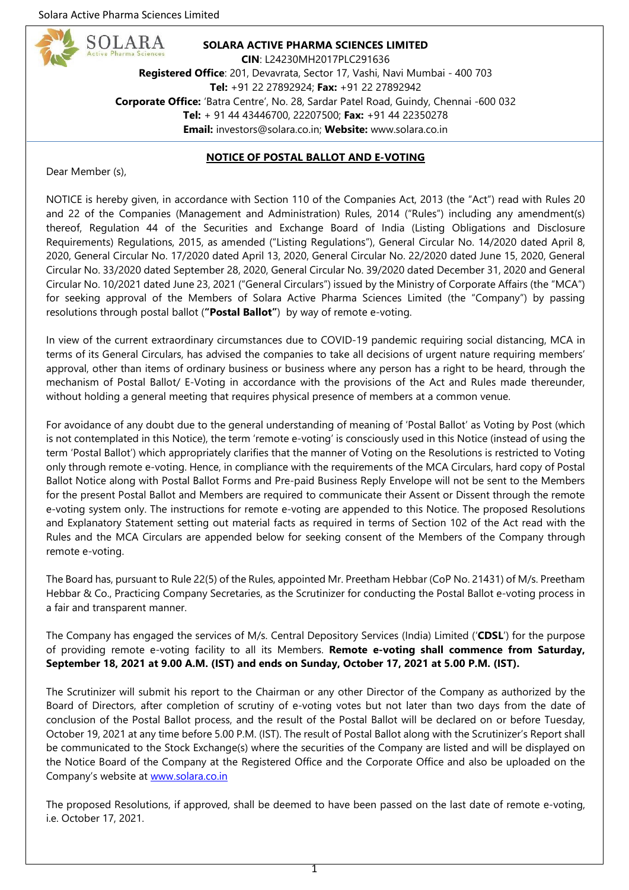# SOLARA ACTIVE PHARMA SCIENCES LIMITED

**CIN**: L24230MH2017PLC291636
**Registered Office**: 201, Devavrata, Sector 17, Vashi, Navi Mumbai - 400 703
**Tel:** +91 22 27892924; **Fax:** +91 22 27892942
**Corporate Office:** 'Batra Centre', No. 28, Sardar Patel Road, Guindy, Chennai -600 032
**Tel:** + 91 44 43446700, 22207500; **Fax:** +91 44 22350278
**Email:** investors@solara.co.in; **Website:** www.solara.co.in

## NOTICE OF POSTAL BALLOT AND E-VOTING

Dear Member (s),

NOTICE is hereby given, in accordance with Section 110 of the Companies Act, 2013 (the "Act") read with Rules 20 and 22 of the Companies (Management and Administration) Rules, 2014 ("Rules") including any amendment(s) thereof, Regulation 44 of the Securities and Exchange Board of India (Listing Obligations and Disclosure Requirements) Regulations, 2015, as amended ("Listing Regulations"), General Circular No. 14/2020 dated April 8, 2020, General Circular No. 17/2020 dated April 13, 2020, General Circular No. 22/2020 dated June 15, 2020, General Circular No. 33/2020 dated September 28, 2020, General Circular No. 39/2020 dated December 31, 2020 and General Circular No. 10/2021 dated June 23, 2021 ("General Circulars") issued by the Ministry of Corporate Affairs (the "MCA") for seeking approval of the Members of Solara Active Pharma Sciences Limited (the "Company") by passing resolutions through postal ballot (**"Postal Ballot"**) by way of remote e-voting.

In view of the current extraordinary circumstances due to COVID-19 pandemic requiring social distancing, MCA in terms of its General Circulars, has advised the companies to take all decisions of urgent nature requiring members' approval, other than items of ordinary business or business where any person has a right to be heard, through the mechanism of Postal Ballot/ E-Voting in accordance with the provisions of the Act and Rules made thereunder, without holding a general meeting that requires physical presence of members at a common venue.

For avoidance of any doubt due to the general understanding of meaning of 'Postal Ballot' as Voting by Post (which is not contemplated in this Notice), the term 'remote e-voting' is consciously used in this Notice (instead of using the term 'Postal Ballot') which appropriately clarifies that the manner of Voting on the Resolutions is restricted to Voting only through remote e-voting. Hence, in compliance with the requirements of the MCA Circulars, hard copy of Postal Ballot Notice along with Postal Ballot Forms and Pre-paid Business Reply Envelope will not be sent to the Members for the present Postal Ballot and Members are required to communicate their Assent or Dissent through the remote e-voting system only. The instructions for remote e-voting are appended to this Notice. The proposed Resolutions and Explanatory Statement setting out material facts as required in terms of Section 102 of the Act read with the Rules and the MCA Circulars are appended below for seeking consent of the Members of the Company through remote e-voting.

The Board has, pursuant to Rule 22(5) of the Rules, appointed Mr. Preetham Hebbar (CoP No. 21431) of M/s. Preetham Hebbar & Co., Practicing Company Secretaries, as the Scrutinizer for conducting the Postal Ballot e-voting process in a fair and transparent manner.

The Company has engaged the services of M/s. Central Depository Services (India) Limited ('**CDSL**') for the purpose of providing remote e-voting facility to all its Members. **Remote e-voting shall commence from Saturday, September 18, 2021 at 9.00 A.M. (IST) and ends on Sunday, October 17, 2021 at 5.00 P.M. (IST).**

The Scrutinizer will submit his report to the Chairman or any other Director of the Company as authorized by the Board of Directors, after completion of scrutiny of e-voting votes but not later than two days from the date of conclusion of the Postal Ballot process, and the result of the Postal Ballot will be declared on or before Tuesday, October 19, 2021 at any time before 5.00 P.M. (IST). The result of Postal Ballot along with the Scrutinizer's Report shall be communicated to the Stock Exchange(s) where the securities of the Company are listed and will be displayed on the Notice Board of the Company at the Registered Office and the Corporate Office and also be uploaded on the Company's website at www.solara.co.in

The proposed Resolutions, if approved, shall be deemed to have been passed on the last date of remote e-voting, i.e. October 17, 2021.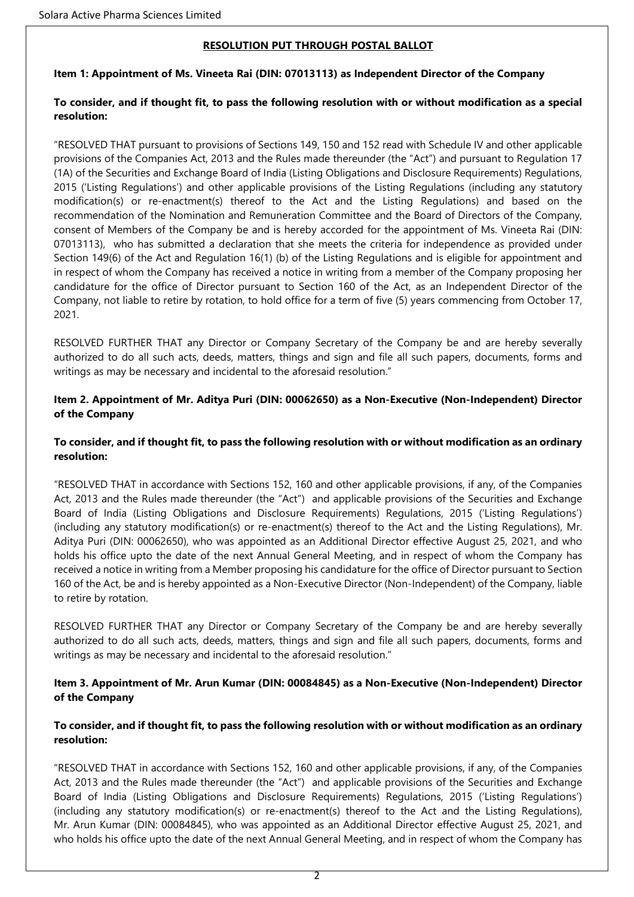## RESOLUTION PUT THROUGH POSTAL BALLOT

**Item 1: Appointment of Ms. Vineeta Rai (DIN: 07013113) as Independent Director of the Company**

**To consider, and if thought fit, to pass the following resolution with or without modification as a special resolution:**

"RESOLVED THAT pursuant to provisions of Sections 149, 150 and 152 read with Schedule IV and other applicable provisions of the Companies Act, 2013 and the Rules made thereunder (the "Act") and pursuant to Regulation 17 (1A) of the Securities and Exchange Board of India (Listing Obligations and Disclosure Requirements) Regulations, 2015 ('Listing Regulations') and other applicable provisions of the Listing Regulations (including any statutory modification(s) or re-enactment(s) thereof to the Act and the Listing Regulations) and based on the recommendation of the Nomination and Remuneration Committee and the Board of Directors of the Company, consent of Members of the Company be and is hereby accorded for the appointment of Ms. Vineeta Rai (DIN: 07013113), who has submitted a declaration that she meets the criteria for independence as provided under Section 149(6) of the Act and Regulation 16(1) (b) of the Listing Regulations and is eligible for appointment and in respect of whom the Company has received a notice in writing from a member of the Company proposing her candidature for the office of Director pursuant to Section 160 of the Act, as an Independent Director of the Company, not liable to retire by rotation, to hold office for a term of five (5) years commencing from October 17, 2021.

RESOLVED FURTHER THAT any Director or Company Secretary of the Company be and are hereby severally authorized to do all such acts, deeds, matters, things and sign and file all such papers, documents, forms and writings as may be necessary and incidental to the aforesaid resolution."

**Item 2. Appointment of Mr. Aditya Puri (DIN: 00062650) as a Non-Executive (Non-Independent) Director of the Company**

**To consider, and if thought fit, to pass the following resolution with or without modification as an ordinary resolution:**

"RESOLVED THAT in accordance with Sections 152, 160 and other applicable provisions, if any, of the Companies Act, 2013 and the Rules made thereunder (the "Act") and applicable provisions of the Securities and Exchange Board of India (Listing Obligations and Disclosure Requirements) Regulations, 2015 ('Listing Regulations') (including any statutory modification(s) or re-enactment(s) thereof to the Act and the Listing Regulations), Mr. Aditya Puri (DIN: 00062650), who was appointed as an Additional Director effective August 25, 2021, and who holds his office upto the date of the next Annual General Meeting, and in respect of whom the Company has received a notice in writing from a Member proposing his candidature for the office of Director pursuant to Section 160 of the Act, be and is hereby appointed as a Non-Executive Director (Non-Independent) of the Company, liable to retire by rotation.

RESOLVED FURTHER THAT any Director or Company Secretary of the Company be and are hereby severally authorized to do all such acts, deeds, matters, things and sign and file all such papers, documents, forms and writings as may be necessary and incidental to the aforesaid resolution."

**Item 3. Appointment of Mr. Arun Kumar (DIN: 00084845) as a Non-Executive (Non-Independent) Director of the Company**

**To consider, and if thought fit, to pass the following resolution with or without modification as an ordinary resolution:**

"RESOLVED THAT in accordance with Sections 152, 160 and other applicable provisions, if any, of the Companies Act, 2013 and the Rules made thereunder (the "Act") and applicable provisions of the Securities and Exchange Board of India (Listing Obligations and Disclosure Requirements) Regulations, 2015 ('Listing Regulations') (including any statutory modification(s) or re-enactment(s) thereof to the Act and the Listing Regulations), Mr. Arun Kumar (DIN: 00084845), who was appointed as an Additional Director effective August 25, 2021, and who holds his office upto the date of the next Annual General Meeting, and in respect of whom the Company has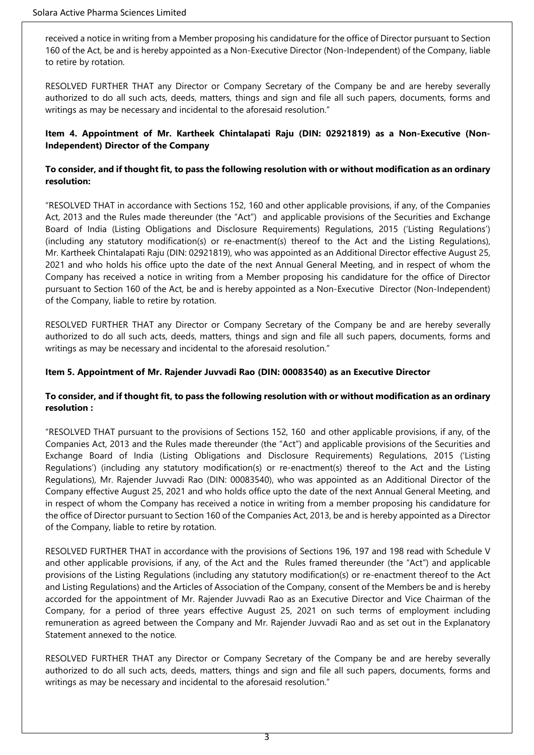received a notice in writing from a Member proposing his candidature for the office of Director pursuant to Section 160 of the Act, be and is hereby appointed as a Non-Executive Director (Non-Independent) of the Company, liable to retire by rotation.

RESOLVED FURTHER THAT any Director or Company Secretary of the Company be and are hereby severally authorized to do all such acts, deeds, matters, things and sign and file all such papers, documents, forms and writings as may be necessary and incidental to the aforesaid resolution."

**Item 4. Appointment of Mr. Kartheek Chintalapati Raju (DIN: 02921819) as a Non-Executive (Non-Independent) Director of the Company**

**To consider, and if thought fit, to pass the following resolution with or without modification as an ordinary resolution:**

"RESOLVED THAT in accordance with Sections 152, 160 and other applicable provisions, if any, of the Companies Act, 2013 and the Rules made thereunder (the "Act") and applicable provisions of the Securities and Exchange Board of India (Listing Obligations and Disclosure Requirements) Regulations, 2015 ('Listing Regulations') (including any statutory modification(s) or re-enactment(s) thereof to the Act and the Listing Regulations), Mr. Kartheek Chintalapati Raju (DIN: 02921819), who was appointed as an Additional Director effective August 25, 2021 and who holds his office upto the date of the next Annual General Meeting, and in respect of whom the Company has received a notice in writing from a Member proposing his candidature for the office of Director pursuant to Section 160 of the Act, be and is hereby appointed as a Non-Executive Director (Non-Independent) of the Company, liable to retire by rotation.

RESOLVED FURTHER THAT any Director or Company Secretary of the Company be and are hereby severally authorized to do all such acts, deeds, matters, things and sign and file all such papers, documents, forms and writings as may be necessary and incidental to the aforesaid resolution."

**Item 5. Appointment of Mr. Rajender Juvvadi Rao (DIN: 00083540) as an Executive Director**

**To consider, and if thought fit, to pass the following resolution with or without modification as an ordinary resolution :**

"RESOLVED THAT pursuant to the provisions of Sections 152, 160 and other applicable provisions, if any, of the Companies Act, 2013 and the Rules made thereunder (the "Act") and applicable provisions of the Securities and Exchange Board of India (Listing Obligations and Disclosure Requirements) Regulations, 2015 ('Listing Regulations') (including any statutory modification(s) or re-enactment(s) thereof to the Act and the Listing Regulations), Mr. Rajender Juvvadi Rao (DIN: 00083540), who was appointed as an Additional Director of the Company effective August 25, 2021 and who holds office upto the date of the next Annual General Meeting, and in respect of whom the Company has received a notice in writing from a member proposing his candidature for the office of Director pursuant to Section 160 of the Companies Act, 2013, be and is hereby appointed as a Director of the Company, liable to retire by rotation.

RESOLVED FURTHER THAT in accordance with the provisions of Sections 196, 197 and 198 read with Schedule V and other applicable provisions, if any, of the Act and the Rules framed thereunder (the "Act") and applicable provisions of the Listing Regulations (including any statutory modification(s) or re-enactment thereof to the Act and Listing Regulations) and the Articles of Association of the Company, consent of the Members be and is hereby accorded for the appointment of Mr. Rajender Juvvadi Rao as an Executive Director and Vice Chairman of the Company, for a period of three years effective August 25, 2021 on such terms of employment including remuneration as agreed between the Company and Mr. Rajender Juvvadi Rao and as set out in the Explanatory Statement annexed to the notice.

RESOLVED FURTHER THAT any Director or Company Secretary of the Company be and are hereby severally authorized to do all such acts, deeds, matters, things and sign and file all such papers, documents, forms and writings as may be necessary and incidental to the aforesaid resolution."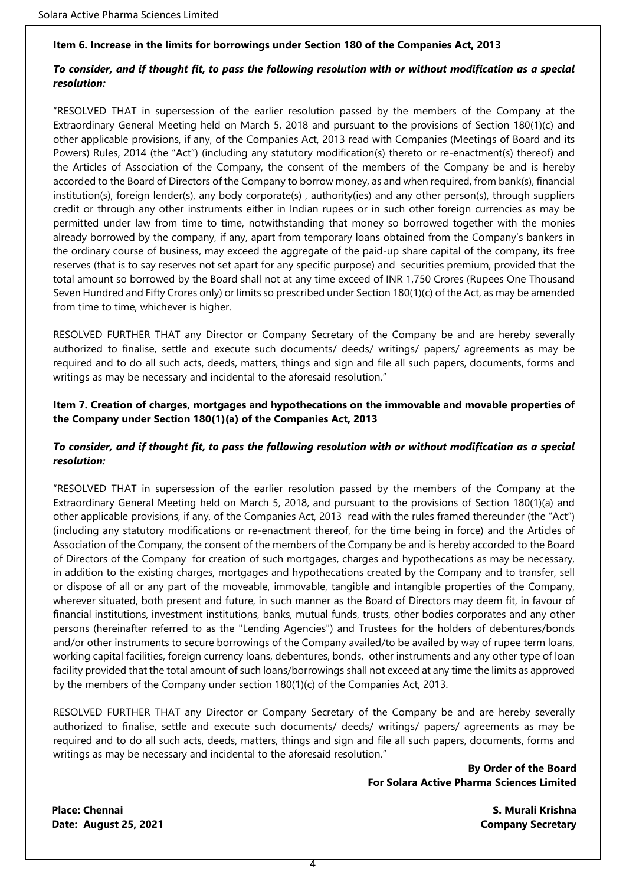**Item 6. Increase in the limits for borrowings under Section 180 of the Companies Act, 2013**

***To consider, and if thought fit, to pass the following resolution with or without modification as a special resolution:***

"RESOLVED THAT in supersession of the earlier resolution passed by the members of the Company at the Extraordinary General Meeting held on March 5, 2018 and pursuant to the provisions of Section 180(1)(c) and other applicable provisions, if any, of the Companies Act, 2013 read with Companies (Meetings of Board and its Powers) Rules, 2014 (the "Act") (including any statutory modification(s) thereto or re-enactment(s) thereof) and the Articles of Association of the Company, the consent of the members of the Company be and is hereby accorded to the Board of Directors of the Company to borrow money, as and when required, from bank(s), financial institution(s), foreign lender(s), any body corporate(s) , authority(ies) and any other person(s), through suppliers credit or through any other instruments either in Indian rupees or in such other foreign currencies as may be permitted under law from time to time, notwithstanding that money so borrowed together with the monies already borrowed by the company, if any, apart from temporary loans obtained from the Company's bankers in the ordinary course of business, may exceed the aggregate of the paid-up share capital of the company, its free reserves (that is to say reserves not set apart for any specific purpose) and securities premium, provided that the total amount so borrowed by the Board shall not at any time exceed of INR 1,750 Crores (Rupees One Thousand Seven Hundred and Fifty Crores only) or limits so prescribed under Section 180(1)(c) of the Act, as may be amended from time to time, whichever is higher.

RESOLVED FURTHER THAT any Director or Company Secretary of the Company be and are hereby severally authorized to finalise, settle and execute such documents/ deeds/ writings/ papers/ agreements as may be required and to do all such acts, deeds, matters, things and sign and file all such papers, documents, forms and writings as may be necessary and incidental to the aforesaid resolution."

**Item 7. Creation of charges, mortgages and hypothecations on the immovable and movable properties of the Company under Section 180(1)(a) of the Companies Act, 2013**

***To consider, and if thought fit, to pass the following resolution with or without modification as a special resolution:***

"RESOLVED THAT in supersession of the earlier resolution passed by the members of the Company at the Extraordinary General Meeting held on March 5, 2018, and pursuant to the provisions of Section 180(1)(a) and other applicable provisions, if any, of the Companies Act, 2013 read with the rules framed thereunder (the "Act") (including any statutory modifications or re-enactment thereof, for the time being in force) and the Articles of Association of the Company, the consent of the members of the Company be and is hereby accorded to the Board of Directors of the Company for creation of such mortgages, charges and hypothecations as may be necessary, in addition to the existing charges, mortgages and hypothecations created by the Company and to transfer, sell or dispose of all or any part of the moveable, immovable, tangible and intangible properties of the Company, wherever situated, both present and future, in such manner as the Board of Directors may deem fit, in favour of financial institutions, investment institutions, banks, mutual funds, trusts, other bodies corporates and any other persons (hereinafter referred to as the "Lending Agencies") and Trustees for the holders of debentures/bonds and/or other instruments to secure borrowings of the Company availed/to be availed by way of rupee term loans, working capital facilities, foreign currency loans, debentures, bonds, other instruments and any other type of loan facility provided that the total amount of such loans/borrowings shall not exceed at any time the limits as approved by the members of the Company under section 180(1)(c) of the Companies Act, 2013.

RESOLVED FURTHER THAT any Director or Company Secretary of the Company be and are hereby severally authorized to finalise, settle and execute such documents/ deeds/ writings/ papers/ agreements as may be required and to do all such acts, deeds, matters, things and sign and file all such papers, documents, forms and writings as may be necessary and incidental to the aforesaid resolution."

**By Order of the Board**
**For Solara Active Pharma Sciences Limited**

**Place: Chennai**
**Date: August 25, 2021**

**S. Murali Krishna**
**Company Secretary**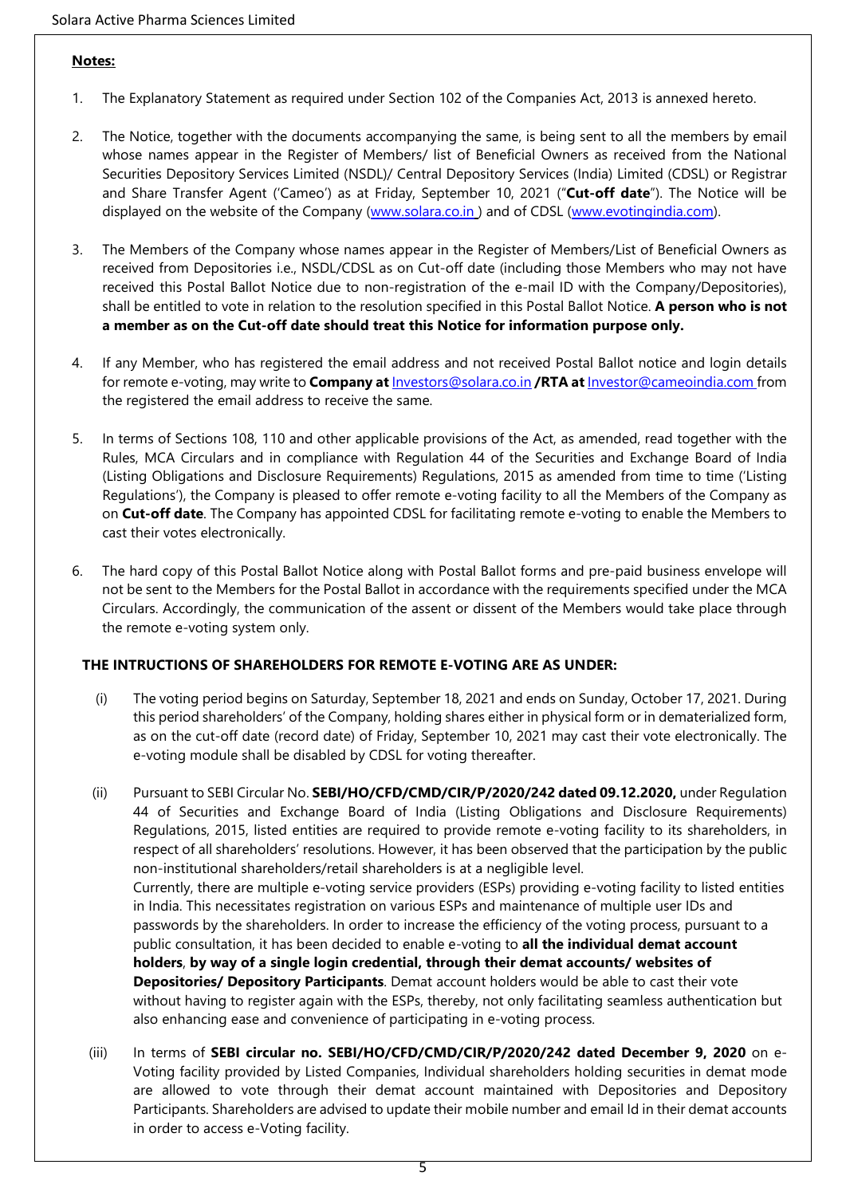**Notes:**

1. The Explanatory Statement as required under Section 102 of the Companies Act, 2013 is annexed hereto.

2. The Notice, together with the documents accompanying the same, is being sent to all the members by email whose names appear in the Register of Members/ list of Beneficial Owners as received from the National Securities Depository Services Limited (NSDL)/ Central Depository Services (India) Limited (CDSL) or Registrar and Share Transfer Agent ('Cameo') as at Friday, September 10, 2021 ("**Cut-off date**"). The Notice will be displayed on the website of the Company (www.solara.co.in ) and of CDSL (www.evotingindia.com).

3. The Members of the Company whose names appear in the Register of Members/List of Beneficial Owners as received from Depositories i.e., NSDL/CDSL as on Cut-off date (including those Members who may not have received this Postal Ballot Notice due to non-registration of the e-mail ID with the Company/Depositories), shall be entitled to vote in relation to the resolution specified in this Postal Ballot Notice. **A person who is not a member as on the Cut-off date should treat this Notice for information purpose only.**

4. If any Member, who has registered the email address and not received Postal Ballot notice and login details for remote e-voting, may write to **Company at** Investors@solara.co.in **/RTA at** Investor@cameoindia.com from the registered the email address to receive the same.

5. In terms of Sections 108, 110 and other applicable provisions of the Act, as amended, read together with the Rules, MCA Circulars and in compliance with Regulation 44 of the Securities and Exchange Board of India (Listing Obligations and Disclosure Requirements) Regulations, 2015 as amended from time to time ('Listing Regulations'), the Company is pleased to offer remote e-voting facility to all the Members of the Company as on **Cut-off date**. The Company has appointed CDSL for facilitating remote e-voting to enable the Members to cast their votes electronically.

6. The hard copy of this Postal Ballot Notice along with Postal Ballot forms and pre-paid business envelope will not be sent to the Members for the Postal Ballot in accordance with the requirements specified under the MCA Circulars. Accordingly, the communication of the assent or dissent of the Members would take place through the remote e-voting system only.

**THE INTRUCTIONS OF SHAREHOLDERS FOR REMOTE E-VOTING ARE AS UNDER:**

(i) The voting period begins on Saturday, September 18, 2021 and ends on Sunday, October 17, 2021. During this period shareholders' of the Company, holding shares either in physical form or in dematerialized form, as on the cut-off date (record date) of Friday, September 10, 2021 may cast their vote electronically. The e-voting module shall be disabled by CDSL for voting thereafter.

(ii) Pursuant to SEBI Circular No. **SEBI/HO/CFD/CMD/CIR/P/2020/242 dated 09.12.2020,** under Regulation 44 of Securities and Exchange Board of India (Listing Obligations and Disclosure Requirements) Regulations, 2015, listed entities are required to provide remote e-voting facility to its shareholders, in respect of all shareholders' resolutions. However, it has been observed that the participation by the public non-institutional shareholders/retail shareholders is at a negligible level.
Currently, there are multiple e-voting service providers (ESPs) providing e-voting facility to listed entities in India. This necessitates registration on various ESPs and maintenance of multiple user IDs and passwords by the shareholders. In order to increase the efficiency of the voting process, pursuant to a public consultation, it has been decided to enable e-voting to **all the individual demat account holders**, **by way of a single login credential, through their demat accounts/ websites of Depositories/ Depository Participants**. Demat account holders would be able to cast their vote without having to register again with the ESPs, thereby, not only facilitating seamless authentication but also enhancing ease and convenience of participating in e-voting process.

(iii) In terms of **SEBI circular no. SEBI/HO/CFD/CMD/CIR/P/2020/242 dated December 9, 2020** on e-Voting facility provided by Listed Companies, Individual shareholders holding securities in demat mode are allowed to vote through their demat account maintained with Depositories and Depository Participants. Shareholders are advised to update their mobile number and email Id in their demat accounts in order to access e-Voting facility.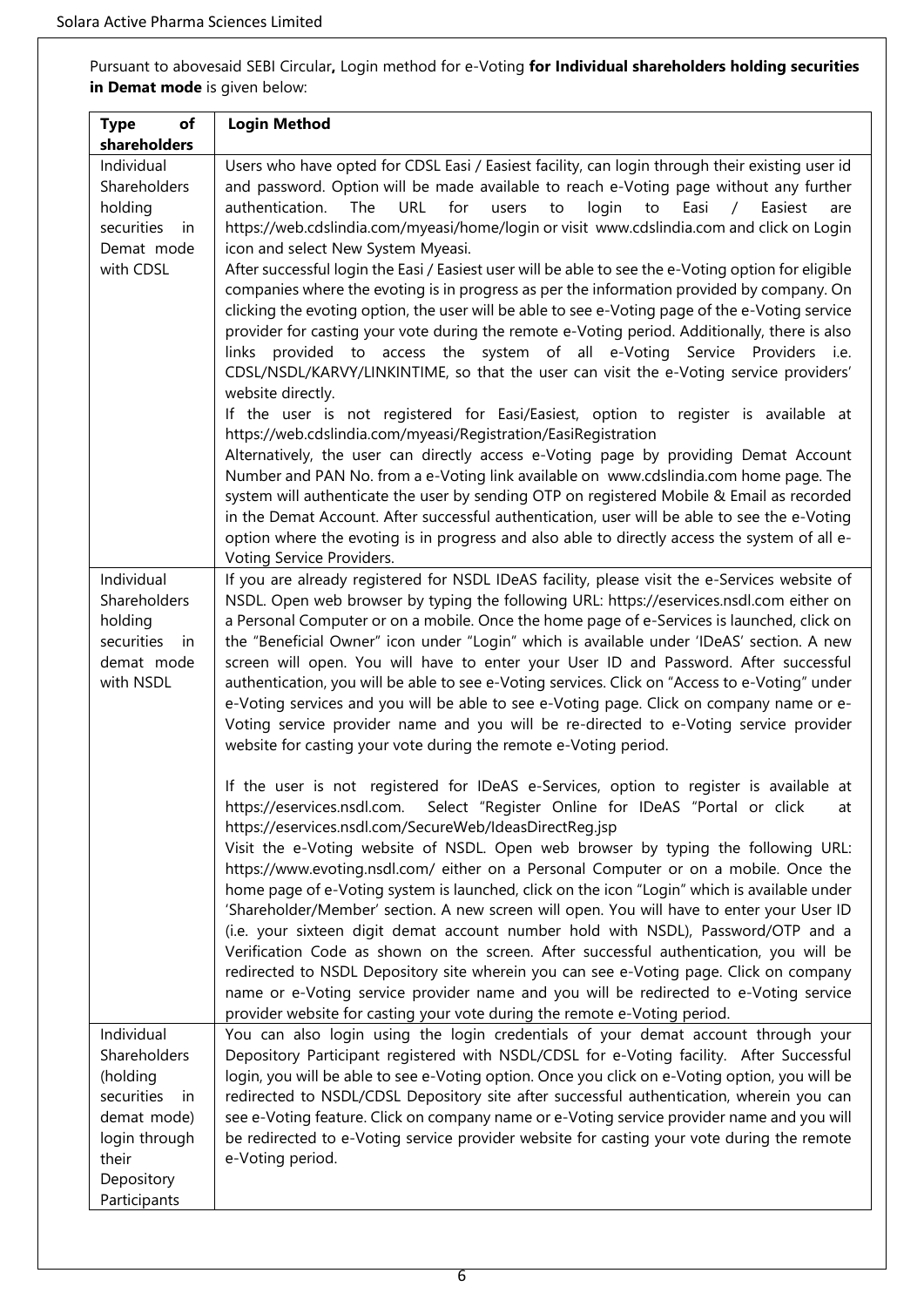Pursuant to abovesaid SEBI Circular**,** Login method for e-Voting **for Individual shareholders holding securities in Demat mode** is given below:

| Type of shareholders | Login Method |
|---|---|
| Individual Shareholders holding securities in Demat mode with CDSL | Users who have opted for CDSL Easi / Easiest facility, can login through their existing user id and password. Option will be made available to reach e-Voting page without any further authentication. The URL for users to login to Easi / Easiest are https://web.cdslindia.com/myeasi/home/login or visit www.cdslindia.com and click on Login icon and select New System Myeasi.<br>After successful login the Easi / Easiest user will be able to see the e-Voting option for eligible companies where the evoting is in progress as per the information provided by company. On clicking the evoting option, the user will be able to see e-Voting page of the e-Voting service provider for casting your vote during the remote e-Voting period. Additionally, there is also links provided to access the system of all e-Voting Service Providers i.e. CDSL/NSDL/KARVY/LINKINTIME, so that the user can visit the e-Voting service providers' website directly.<br>If the user is not registered for Easi/Easiest, option to register is available at https://web.cdslindia.com/myeasi/Registration/EasiRegistration<br>Alternatively, the user can directly access e-Voting page by providing Demat Account Number and PAN No. from a e-Voting link available on www.cdslindia.com home page. The system will authenticate the user by sending OTP on registered Mobile & Email as recorded in the Demat Account. After successful authentication, user will be able to see the e-Voting option where the evoting is in progress and also able to directly access the system of all e-Voting Service Providers. |
| Individual Shareholders holding securities in demat mode with NSDL | If you are already registered for NSDL IDeAS facility, please visit the e-Services website of NSDL. Open web browser by typing the following URL: https://eservices.nsdl.com either on a Personal Computer or on a mobile. Once the home page of e-Services is launched, click on the "Beneficial Owner" icon under "Login" which is available under 'IDeAS' section. A new screen will open. You will have to enter your User ID and Password. After successful authentication, you will be able to see e-Voting services. Click on "Access to e-Voting" under e-Voting services and you will be able to see e-Voting page. Click on company name or e-Voting service provider name and you will be re-directed to e-Voting service provider website for casting your vote during the remote e-Voting period.<br><br>If the user is not registered for IDeAS e-Services, option to register is available at https://eservices.nsdl.com. Select "Register Online for IDeAS "Portal or click at https://eservices.nsdl.com/SecureWeb/IdeasDirectReg.jsp<br>Visit the e-Voting website of NSDL. Open web browser by typing the following URL: https://www.evoting.nsdl.com/ either on a Personal Computer or on a mobile. Once the home page of e-Voting system is launched, click on the icon "Login" which is available under 'Shareholder/Member' section. A new screen will open. You will have to enter your User ID (i.e. your sixteen digit demat account number hold with NSDL), Password/OTP and a Verification Code as shown on the screen. After successful authentication, you will be redirected to NSDL Depository site wherein you can see e-Voting page. Click on company name or e-Voting service provider name and you will be redirected to e-Voting service provider website for casting your vote during the remote e-Voting period. |
| Individual Shareholders (holding securities in demat mode) login through their Depository Participants | You can also login using the login credentials of your demat account through your Depository Participant registered with NSDL/CDSL for e-Voting facility. After Successful login, you will be able to see e-Voting option. Once you click on e-Voting option, you will be redirected to NSDL/CDSL Depository site after successful authentication, wherein you can see e-Voting feature. Click on company name or e-Voting service provider name and you will be redirected to e-Voting service provider website for casting your vote during the remote e-Voting period. |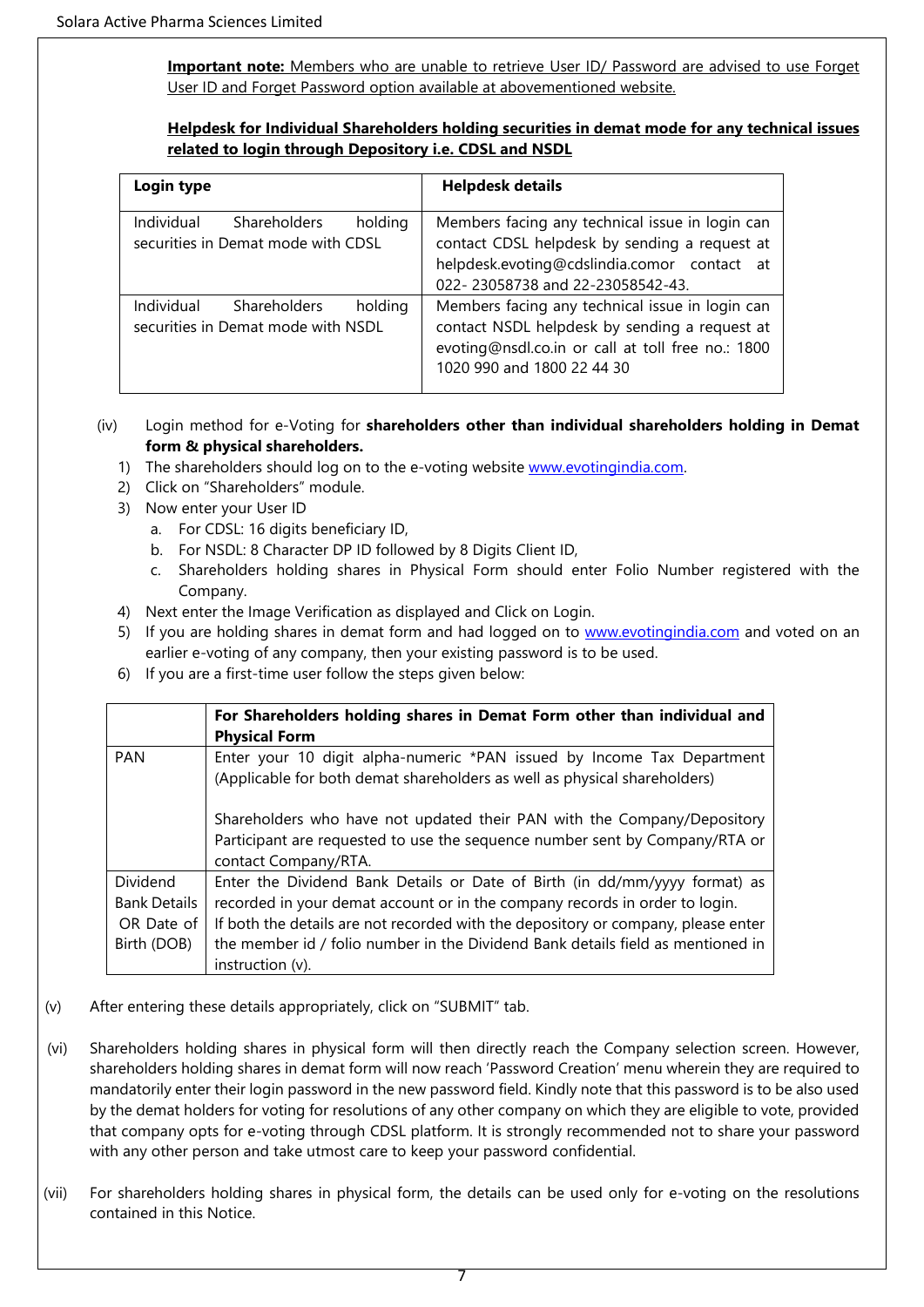**Important note:** Members who are unable to retrieve User ID/ Password are advised to use Forget User ID and Forget Password option available at abovementioned website.

**Helpdesk for Individual Shareholders holding securities in demat mode for any technical issues related to login through Depository i.e. CDSL and NSDL**

| Login type | Helpdesk details |
|---|---|
| Individual Shareholders holding securities in Demat mode with CDSL | Members facing any technical issue in login can contact CDSL helpdesk by sending a request at helpdesk.evoting@cdslindia.comor contact at 022- 23058738 and 22-23058542-43. |
| Individual Shareholders holding securities in Demat mode with NSDL | Members facing any technical issue in login can contact NSDL helpdesk by sending a request at evoting@nsdl.co.in or call at toll free no.: 1800 1020 990 and 1800 22 44 30 |

(iv) Login method for e-Voting for **shareholders other than individual shareholders holding in Demat form & physical shareholders.**

1) The shareholders should log on to the e-voting website www.evotingindia.com.
2) Click on "Shareholders" module.
3) Now enter your User ID
   a. For CDSL: 16 digits beneficiary ID,
   b. For NSDL: 8 Character DP ID followed by 8 Digits Client ID,
   c. Shareholders holding shares in Physical Form should enter Folio Number registered with the Company.
4) Next enter the Image Verification as displayed and Click on Login.
5) If you are holding shares in demat form and had logged on to www.evotingindia.com and voted on an earlier e-voting of any company, then your existing password is to be used.
6) If you are a first-time user follow the steps given below:

| | For Shareholders holding shares in Demat Form other than individual and Physical Form |
|---|---|
| PAN | Enter your 10 digit alpha-numeric *PAN issued by Income Tax Department (Applicable for both demat shareholders as well as physical shareholders)<br><br>Shareholders who have not updated their PAN with the Company/Depository Participant are requested to use the sequence number sent by Company/RTA or contact Company/RTA. |
| Dividend Bank Details OR Date of Birth (DOB) | Enter the Dividend Bank Details or Date of Birth (in dd/mm/yyyy format) as recorded in your demat account or in the company records in order to login.<br>If both the details are not recorded with the depository or company, please enter the member id / folio number in the Dividend Bank details field as mentioned in instruction (v). |

(v) After entering these details appropriately, click on "SUBMIT" tab.

(vi) Shareholders holding shares in physical form will then directly reach the Company selection screen. However, shareholders holding shares in demat form will now reach 'Password Creation' menu wherein they are required to mandatorily enter their login password in the new password field. Kindly note that this password is to be also used by the demat holders for voting for resolutions of any other company on which they are eligible to vote, provided that company opts for e-voting through CDSL platform. It is strongly recommended not to share your password with any other person and take utmost care to keep your password confidential.

(vii) For shareholders holding shares in physical form, the details can be used only for e-voting on the resolutions contained in this Notice.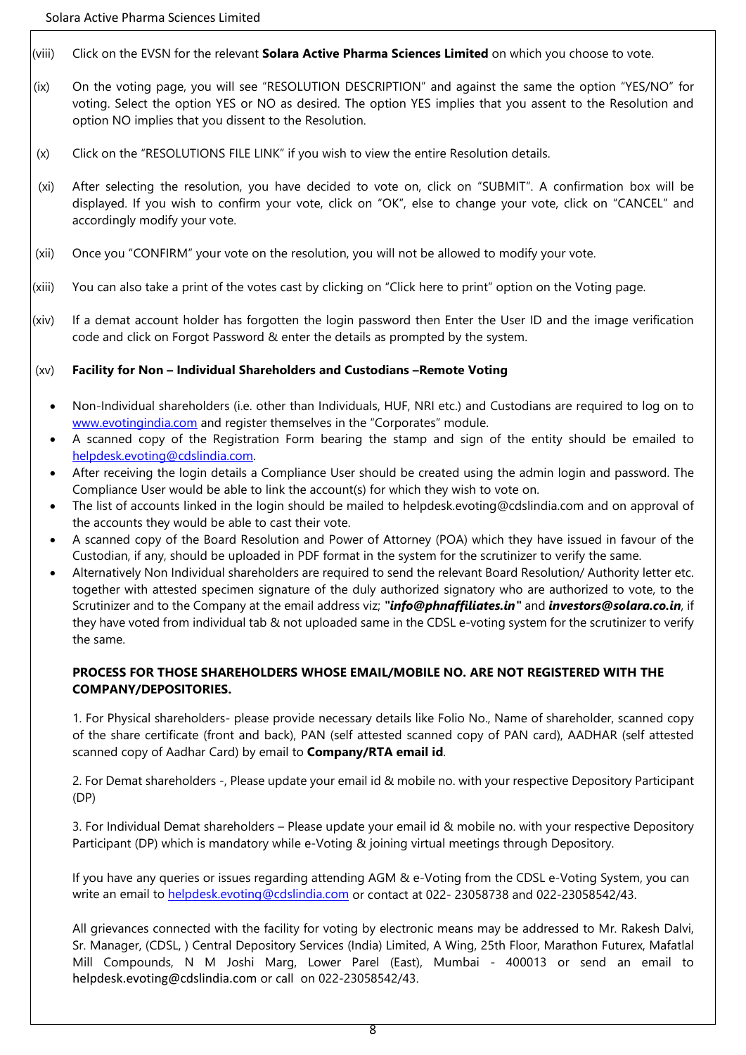(viii) Click on the EVSN for the relevant **Solara Active Pharma Sciences Limited** on which you choose to vote.

(ix) On the voting page, you will see "RESOLUTION DESCRIPTION" and against the same the option "YES/NO" for voting. Select the option YES or NO as desired. The option YES implies that you assent to the Resolution and option NO implies that you dissent to the Resolution.

(x) Click on the "RESOLUTIONS FILE LINK" if you wish to view the entire Resolution details.

(xi) After selecting the resolution, you have decided to vote on, click on "SUBMIT". A confirmation box will be displayed. If you wish to confirm your vote, click on "OK", else to change your vote, click on "CANCEL" and accordingly modify your vote.

(xii) Once you "CONFIRM" your vote on the resolution, you will not be allowed to modify your vote.

(xiii) You can also take a print of the votes cast by clicking on "Click here to print" option on the Voting page.

(xiv) If a demat account holder has forgotten the login password then Enter the User ID and the image verification code and click on Forgot Password & enter the details as prompted by the system.

(xv) **Facility for Non – Individual Shareholders and Custodians –Remote Voting**

- Non-Individual shareholders (i.e. other than Individuals, HUF, NRI etc.) and Custodians are required to log on to www.evotingindia.com and register themselves in the "Corporates" module.
- A scanned copy of the Registration Form bearing the stamp and sign of the entity should be emailed to helpdesk.evoting@cdslindia.com.
- After receiving the login details a Compliance User should be created using the admin login and password. The Compliance User would be able to link the account(s) for which they wish to vote on.
- The list of accounts linked in the login should be mailed to helpdesk.evoting@cdslindia.com and on approval of the accounts they would be able to cast their vote.
- A scanned copy of the Board Resolution and Power of Attorney (POA) which they have issued in favour of the Custodian, if any, should be uploaded in PDF format in the system for the scrutinizer to verify the same.
- Alternatively Non Individual shareholders are required to send the relevant Board Resolution/ Authority letter etc. together with attested specimen signature of the duly authorized signatory who are authorized to vote, to the Scrutinizer and to the Company at the email address viz; ***"info@phnaffiliates.in"*** and ***investors@solara.co.in***, if they have voted from individual tab & not uploaded same in the CDSL e-voting system for the scrutinizer to verify the same.

**PROCESS FOR THOSE SHAREHOLDERS WHOSE EMAIL/MOBILE NO. ARE NOT REGISTERED WITH THE COMPANY/DEPOSITORIES.**

1. For Physical shareholders- please provide necessary details like Folio No., Name of shareholder, scanned copy of the share certificate (front and back), PAN (self attested scanned copy of PAN card), AADHAR (self attested scanned copy of Aadhar Card) by email to **Company/RTA email id**.

2. For Demat shareholders -, Please update your email id & mobile no. with your respective Depository Participant (DP)

3. For Individual Demat shareholders – Please update your email id & mobile no. with your respective Depository Participant (DP) which is mandatory while e-Voting & joining virtual meetings through Depository.

If you have any queries or issues regarding attending AGM & e-Voting from the CDSL e-Voting System, you can write an email to helpdesk.evoting@cdslindia.com or contact at 022- 23058738 and 022-23058542/43.

All grievances connected with the facility for voting by electronic means may be addressed to Mr. Rakesh Dalvi, Sr. Manager, (CDSL, ) Central Depository Services (India) Limited, A Wing, 25th Floor, Marathon Futurex, Mafatlal Mill Compounds, N M Joshi Marg, Lower Parel (East), Mumbai - 400013 or send an email to helpdesk.evoting@cdslindia.com or call on 022-23058542/43.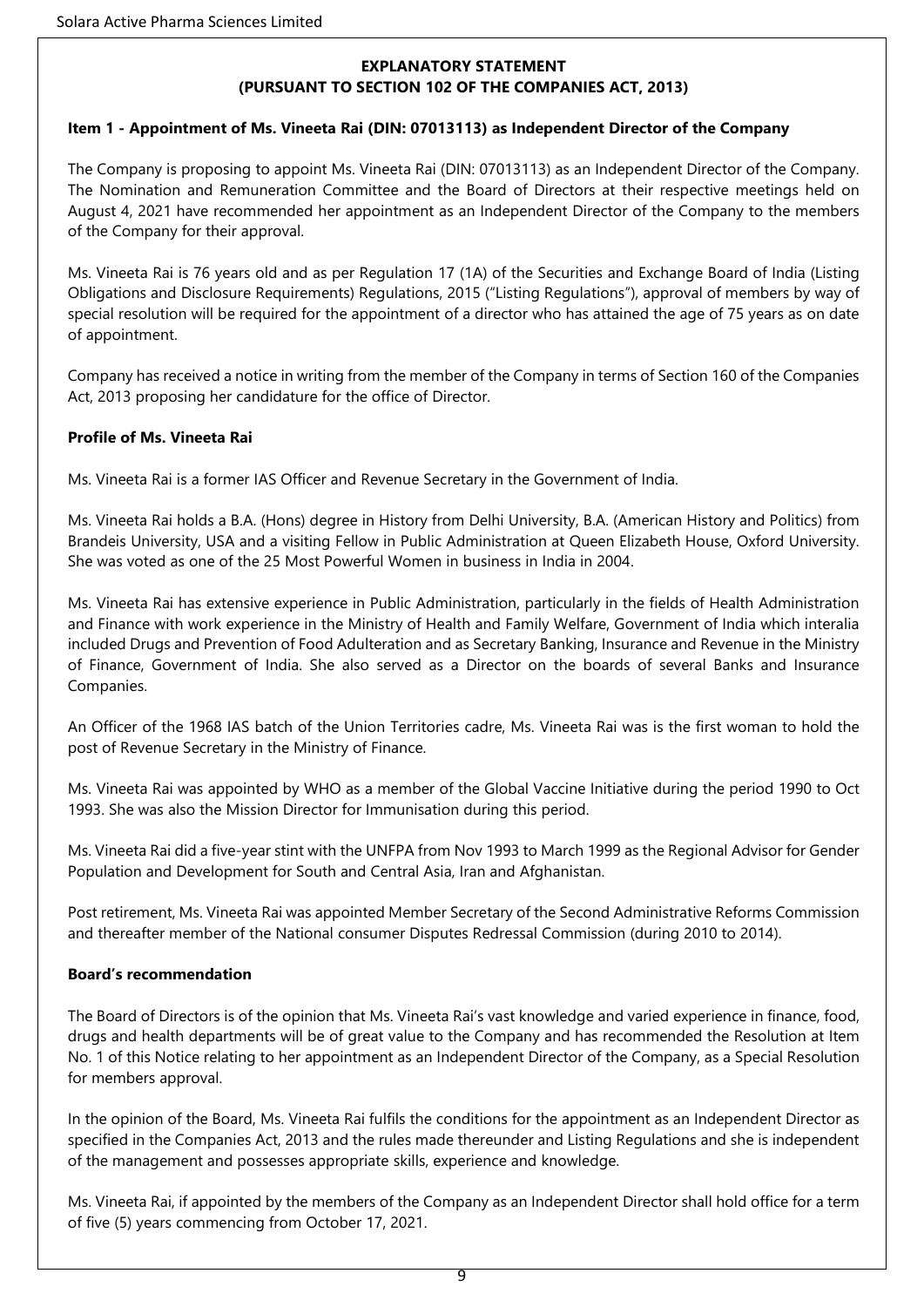## EXPLANATORY STATEMENT
## (PURSUANT TO SECTION 102 OF THE COMPANIES ACT, 2013)

### Item 1 - Appointment of Ms. Vineeta Rai (DIN: 07013113) as Independent Director of the Company

The Company is proposing to appoint Ms. Vineeta Rai (DIN: 07013113) as an Independent Director of the Company. The Nomination and Remuneration Committee and the Board of Directors at their respective meetings held on August 4, 2021 have recommended her appointment as an Independent Director of the Company to the members of the Company for their approval.

Ms. Vineeta Rai is 76 years old and as per Regulation 17 (1A) of the Securities and Exchange Board of India (Listing Obligations and Disclosure Requirements) Regulations, 2015 ("Listing Regulations"), approval of members by way of special resolution will be required for the appointment of a director who has attained the age of 75 years as on date of appointment.

Company has received a notice in writing from the member of the Company in terms of Section 160 of the Companies Act, 2013 proposing her candidature for the office of Director.

### Profile of Ms. Vineeta Rai

Ms. Vineeta Rai is a former IAS Officer and Revenue Secretary in the Government of India.

Ms. Vineeta Rai holds a B.A. (Hons) degree in History from Delhi University, B.A. (American History and Politics) from Brandeis University, USA and a visiting Fellow in Public Administration at Queen Elizabeth House, Oxford University. She was voted as one of the 25 Most Powerful Women in business in India in 2004.

Ms. Vineeta Rai has extensive experience in Public Administration, particularly in the fields of Health Administration and Finance with work experience in the Ministry of Health and Family Welfare, Government of India which interalia included Drugs and Prevention of Food Adulteration and as Secretary Banking, Insurance and Revenue in the Ministry of Finance, Government of India. She also served as a Director on the boards of several Banks and Insurance Companies.

An Officer of the 1968 IAS batch of the Union Territories cadre, Ms. Vineeta Rai was is the first woman to hold the post of Revenue Secretary in the Ministry of Finance.

Ms. Vineeta Rai was appointed by WHO as a member of the Global Vaccine Initiative during the period 1990 to Oct 1993. She was also the Mission Director for Immunisation during this period.

Ms. Vineeta Rai did a five-year stint with the UNFPA from Nov 1993 to March 1999 as the Regional Advisor for Gender Population and Development for South and Central Asia, Iran and Afghanistan.

Post retirement, Ms. Vineeta Rai was appointed Member Secretary of the Second Administrative Reforms Commission and thereafter member of the National consumer Disputes Redressal Commission (during 2010 to 2014).

### Board's recommendation

The Board of Directors is of the opinion that Ms. Vineeta Rai's vast knowledge and varied experience in finance, food, drugs and health departments will be of great value to the Company and has recommended the Resolution at Item No. 1 of this Notice relating to her appointment as an Independent Director of the Company, as a Special Resolution for members approval.

In the opinion of the Board, Ms. Vineeta Rai fulfils the conditions for the appointment as an Independent Director as specified in the Companies Act, 2013 and the rules made thereunder and Listing Regulations and she is independent of the management and possesses appropriate skills, experience and knowledge.

Ms. Vineeta Rai, if appointed by the members of the Company as an Independent Director shall hold office for a term of five (5) years commencing from October 17, 2021.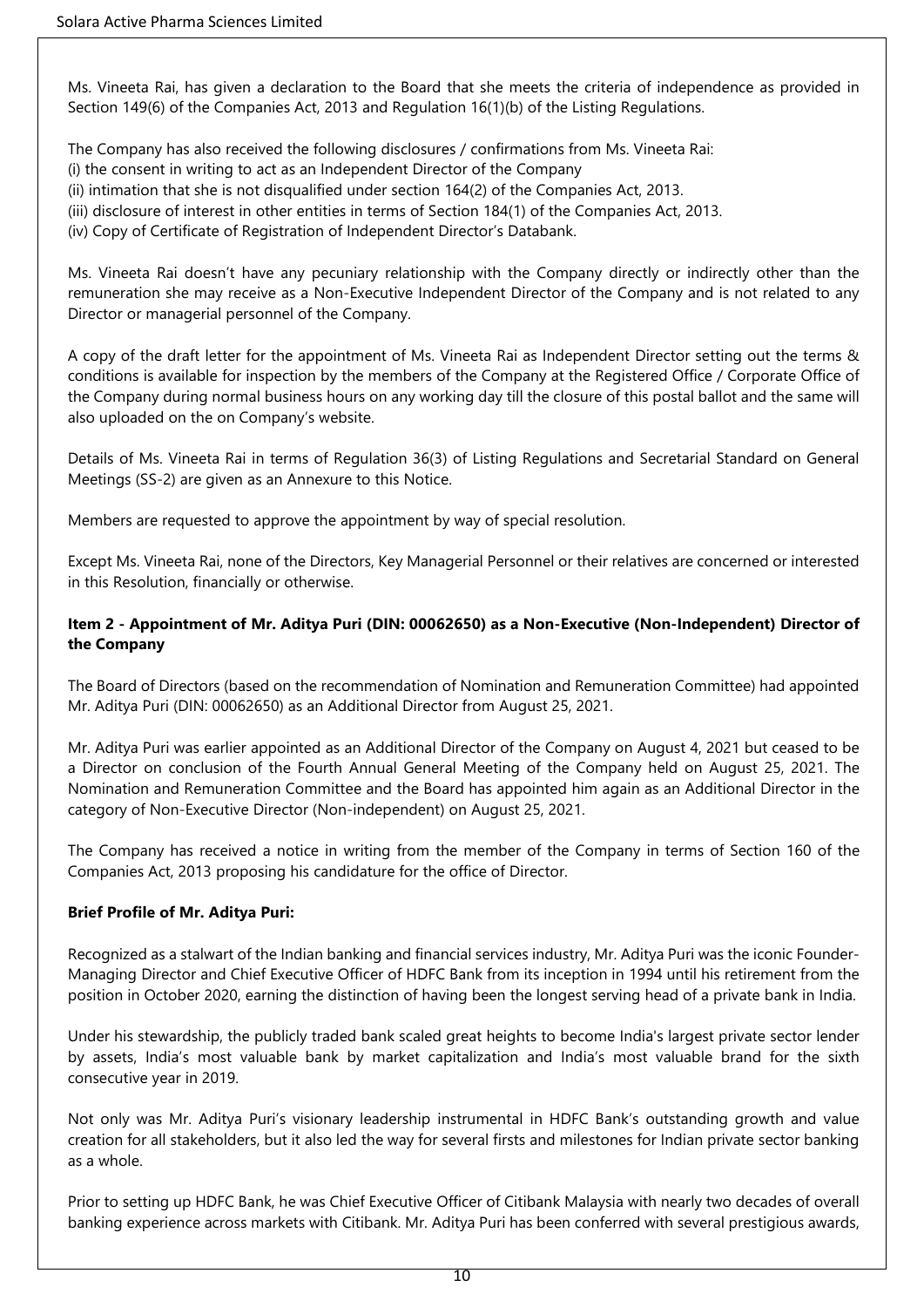Ms. Vineeta Rai, has given a declaration to the Board that she meets the criteria of independence as provided in Section 149(6) of the Companies Act, 2013 and Regulation 16(1)(b) of the Listing Regulations.

The Company has also received the following disclosures / confirmations from Ms. Vineeta Rai:
(i) the consent in writing to act as an Independent Director of the Company
(ii) intimation that she is not disqualified under section 164(2) of the Companies Act, 2013.
(iii) disclosure of interest in other entities in terms of Section 184(1) of the Companies Act, 2013.
(iv) Copy of Certificate of Registration of Independent Director's Databank.

Ms. Vineeta Rai doesn't have any pecuniary relationship with the Company directly or indirectly other than the remuneration she may receive as a Non-Executive Independent Director of the Company and is not related to any Director or managerial personnel of the Company.

A copy of the draft letter for the appointment of Ms. Vineeta Rai as Independent Director setting out the terms & conditions is available for inspection by the members of the Company at the Registered Office / Corporate Office of the Company during normal business hours on any working day till the closure of this postal ballot and the same will also uploaded on the on Company's website.

Details of Ms. Vineeta Rai in terms of Regulation 36(3) of Listing Regulations and Secretarial Standard on General Meetings (SS-2) are given as an Annexure to this Notice.

Members are requested to approve the appointment by way of special resolution.

Except Ms. Vineeta Rai, none of the Directors, Key Managerial Personnel or their relatives are concerned or interested in this Resolution, financially or otherwise.

**Item 2 - Appointment of Mr. Aditya Puri (DIN: 00062650) as a Non-Executive (Non-Independent) Director of the Company**

The Board of Directors (based on the recommendation of Nomination and Remuneration Committee) had appointed Mr. Aditya Puri (DIN: 00062650) as an Additional Director from August 25, 2021.

Mr. Aditya Puri was earlier appointed as an Additional Director of the Company on August 4, 2021 but ceased to be a Director on conclusion of the Fourth Annual General Meeting of the Company held on August 25, 2021. The Nomination and Remuneration Committee and the Board has appointed him again as an Additional Director in the category of Non-Executive Director (Non-independent) on August 25, 2021.

The Company has received a notice in writing from the member of the Company in terms of Section 160 of the Companies Act, 2013 proposing his candidature for the office of Director.

**Brief Profile of Mr. Aditya Puri:**

Recognized as a stalwart of the Indian banking and financial services industry, Mr. Aditya Puri was the iconic Founder-Managing Director and Chief Executive Officer of HDFC Bank from its inception in 1994 until his retirement from the position in October 2020, earning the distinction of having been the longest serving head of a private bank in India.

Under his stewardship, the publicly traded bank scaled great heights to become India's largest private sector lender by assets, India's most valuable bank by market capitalization and India's most valuable brand for the sixth consecutive year in 2019.

Not only was Mr. Aditya Puri's visionary leadership instrumental in HDFC Bank's outstanding growth and value creation for all stakeholders, but it also led the way for several firsts and milestones for Indian private sector banking as a whole.

Prior to setting up HDFC Bank, he was Chief Executive Officer of Citibank Malaysia with nearly two decades of overall banking experience across markets with Citibank. Mr. Aditya Puri has been conferred with several prestigious awards,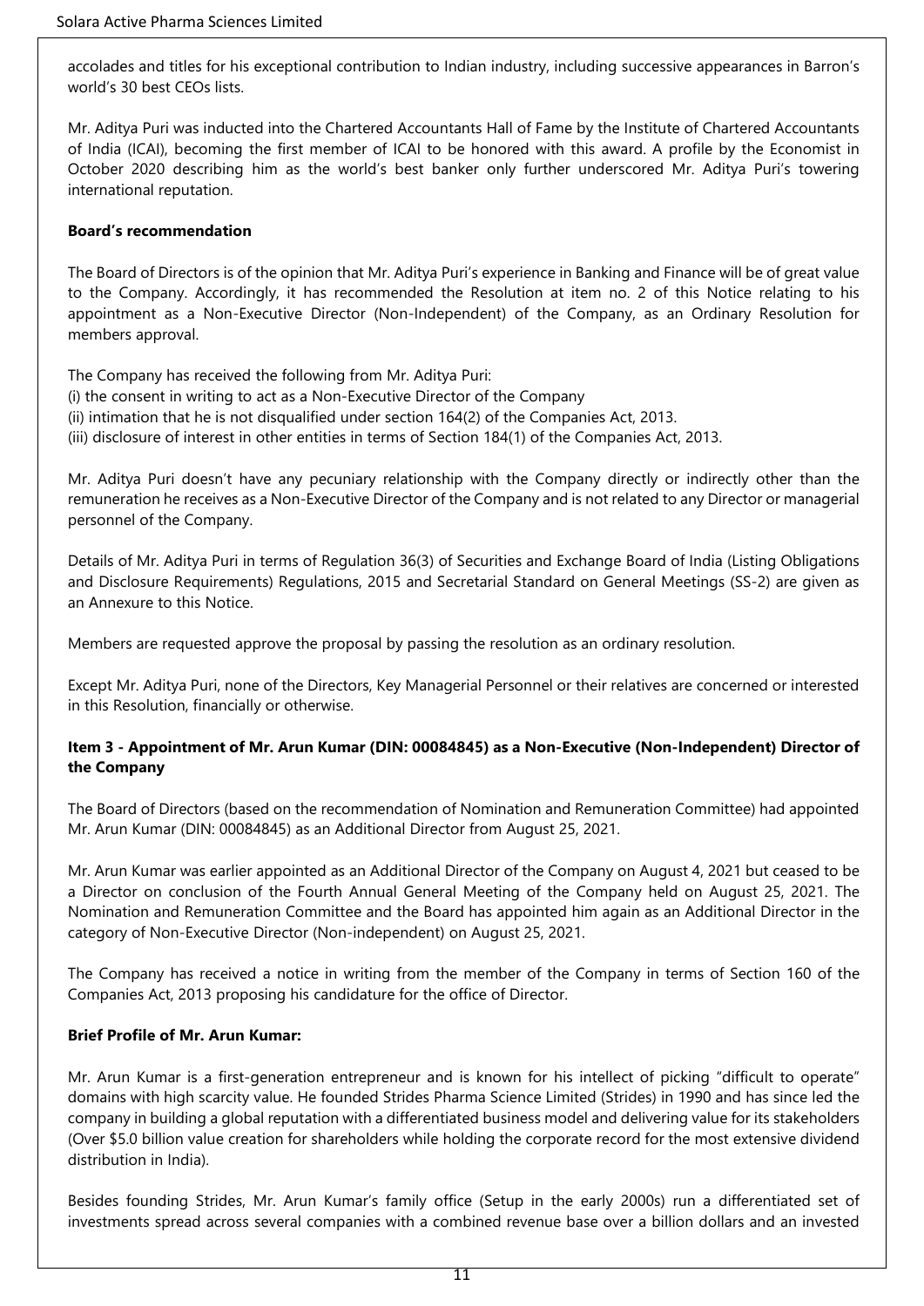accolades and titles for his exceptional contribution to Indian industry, including successive appearances in Barron's world's 30 best CEOs lists.

Mr. Aditya Puri was inducted into the Chartered Accountants Hall of Fame by the Institute of Chartered Accountants of India (ICAI), becoming the first member of ICAI to be honored with this award. A profile by the Economist in October 2020 describing him as the world's best banker only further underscored Mr. Aditya Puri's towering international reputation.

**Board's recommendation**

The Board of Directors is of the opinion that Mr. Aditya Puri's experience in Banking and Finance will be of great value to the Company. Accordingly, it has recommended the Resolution at item no. 2 of this Notice relating to his appointment as a Non-Executive Director (Non-Independent) of the Company, as an Ordinary Resolution for members approval.

The Company has received the following from Mr. Aditya Puri:
(i) the consent in writing to act as a Non-Executive Director of the Company
(ii) intimation that he is not disqualified under section 164(2) of the Companies Act, 2013.
(iii) disclosure of interest in other entities in terms of Section 184(1) of the Companies Act, 2013.

Mr. Aditya Puri doesn't have any pecuniary relationship with the Company directly or indirectly other than the remuneration he receives as a Non-Executive Director of the Company and is not related to any Director or managerial personnel of the Company.

Details of Mr. Aditya Puri in terms of Regulation 36(3) of Securities and Exchange Board of India (Listing Obligations and Disclosure Requirements) Regulations, 2015 and Secretarial Standard on General Meetings (SS-2) are given as an Annexure to this Notice.

Members are requested approve the proposal by passing the resolution as an ordinary resolution.

Except Mr. Aditya Puri, none of the Directors, Key Managerial Personnel or their relatives are concerned or interested in this Resolution, financially or otherwise.

**Item 3 - Appointment of Mr. Arun Kumar (DIN: 00084845) as a Non-Executive (Non-Independent) Director of the Company**

The Board of Directors (based on the recommendation of Nomination and Remuneration Committee) had appointed Mr. Arun Kumar (DIN: 00084845) as an Additional Director from August 25, 2021.

Mr. Arun Kumar was earlier appointed as an Additional Director of the Company on August 4, 2021 but ceased to be a Director on conclusion of the Fourth Annual General Meeting of the Company held on August 25, 2021. The Nomination and Remuneration Committee and the Board has appointed him again as an Additional Director in the category of Non-Executive Director (Non-independent) on August 25, 2021.

The Company has received a notice in writing from the member of the Company in terms of Section 160 of the Companies Act, 2013 proposing his candidature for the office of Director.

**Brief Profile of Mr. Arun Kumar:**

Mr. Arun Kumar is a first-generation entrepreneur and is known for his intellect of picking "difficult to operate" domains with high scarcity value. He founded Strides Pharma Science Limited (Strides) in 1990 and has since led the company in building a global reputation with a differentiated business model and delivering value for its stakeholders (Over $5.0 billion value creation for shareholders while holding the corporate record for the most extensive dividend distribution in India).

Besides founding Strides, Mr. Arun Kumar's family office (Setup in the early 2000s) run a differentiated set of investments spread across several companies with a combined revenue base over a billion dollars and an invested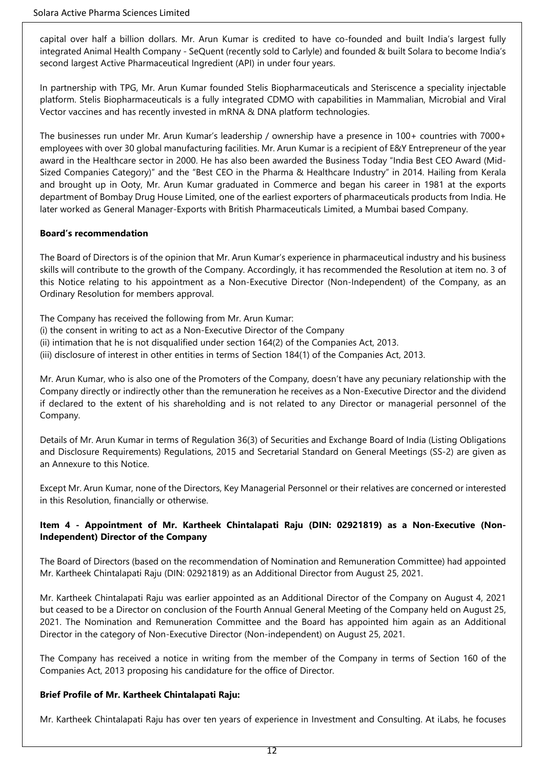capital over half a billion dollars. Mr. Arun Kumar is credited to have co-founded and built India's largest fully integrated Animal Health Company - SeQuent (recently sold to Carlyle) and founded & built Solara to become India's second largest Active Pharmaceutical Ingredient (API) in under four years.

In partnership with TPG, Mr. Arun Kumar founded Stelis Biopharmaceuticals and Steriscence a speciality injectable platform. Stelis Biopharmaceuticals is a fully integrated CDMO with capabilities in Mammalian, Microbial and Viral Vector vaccines and has recently invested in mRNA & DNA platform technologies.

The businesses run under Mr. Arun Kumar's leadership / ownership have a presence in 100+ countries with 7000+ employees with over 30 global manufacturing facilities. Mr. Arun Kumar is a recipient of E&Y Entrepreneur of the year award in the Healthcare sector in 2000. He has also been awarded the Business Today "India Best CEO Award (Mid-Sized Companies Category)" and the "Best CEO in the Pharma & Healthcare Industry" in 2014. Hailing from Kerala and brought up in Ooty, Mr. Arun Kumar graduated in Commerce and began his career in 1981 at the exports department of Bombay Drug House Limited, one of the earliest exporters of pharmaceuticals products from India. He later worked as General Manager-Exports with British Pharmaceuticals Limited, a Mumbai based Company.

**Board's recommendation**

The Board of Directors is of the opinion that Mr. Arun Kumar's experience in pharmaceutical industry and his business skills will contribute to the growth of the Company. Accordingly, it has recommended the Resolution at item no. 3 of this Notice relating to his appointment as a Non-Executive Director (Non-Independent) of the Company, as an Ordinary Resolution for members approval.

The Company has received the following from Mr. Arun Kumar:

(i) the consent in writing to act as a Non-Executive Director of the Company

(ii) intimation that he is not disqualified under section 164(2) of the Companies Act, 2013.

(iii) disclosure of interest in other entities in terms of Section 184(1) of the Companies Act, 2013.

Mr. Arun Kumar, who is also one of the Promoters of the Company, doesn't have any pecuniary relationship with the Company directly or indirectly other than the remuneration he receives as a Non-Executive Director and the dividend if declared to the extent of his shareholding and is not related to any Director or managerial personnel of the Company.

Details of Mr. Arun Kumar in terms of Regulation 36(3) of Securities and Exchange Board of India (Listing Obligations and Disclosure Requirements) Regulations, 2015 and Secretarial Standard on General Meetings (SS-2) are given as an Annexure to this Notice.

Except Mr. Arun Kumar, none of the Directors, Key Managerial Personnel or their relatives are concerned or interested in this Resolution, financially or otherwise.

**Item 4 - Appointment of Mr. Kartheek Chintalapati Raju (DIN: 02921819) as a Non-Executive (Non-Independent) Director of the Company**

The Board of Directors (based on the recommendation of Nomination and Remuneration Committee) had appointed Mr. Kartheek Chintalapati Raju (DIN: 02921819) as an Additional Director from August 25, 2021.

Mr. Kartheek Chintalapati Raju was earlier appointed as an Additional Director of the Company on August 4, 2021 but ceased to be a Director on conclusion of the Fourth Annual General Meeting of the Company held on August 25, 2021. The Nomination and Remuneration Committee and the Board has appointed him again as an Additional Director in the category of Non-Executive Director (Non-independent) on August 25, 2021.

The Company has received a notice in writing from the member of the Company in terms of Section 160 of the Companies Act, 2013 proposing his candidature for the office of Director.

**Brief Profile of Mr. Kartheek Chintalapati Raju:**

Mr. Kartheek Chintalapati Raju has over ten years of experience in Investment and Consulting. At iLabs, he focuses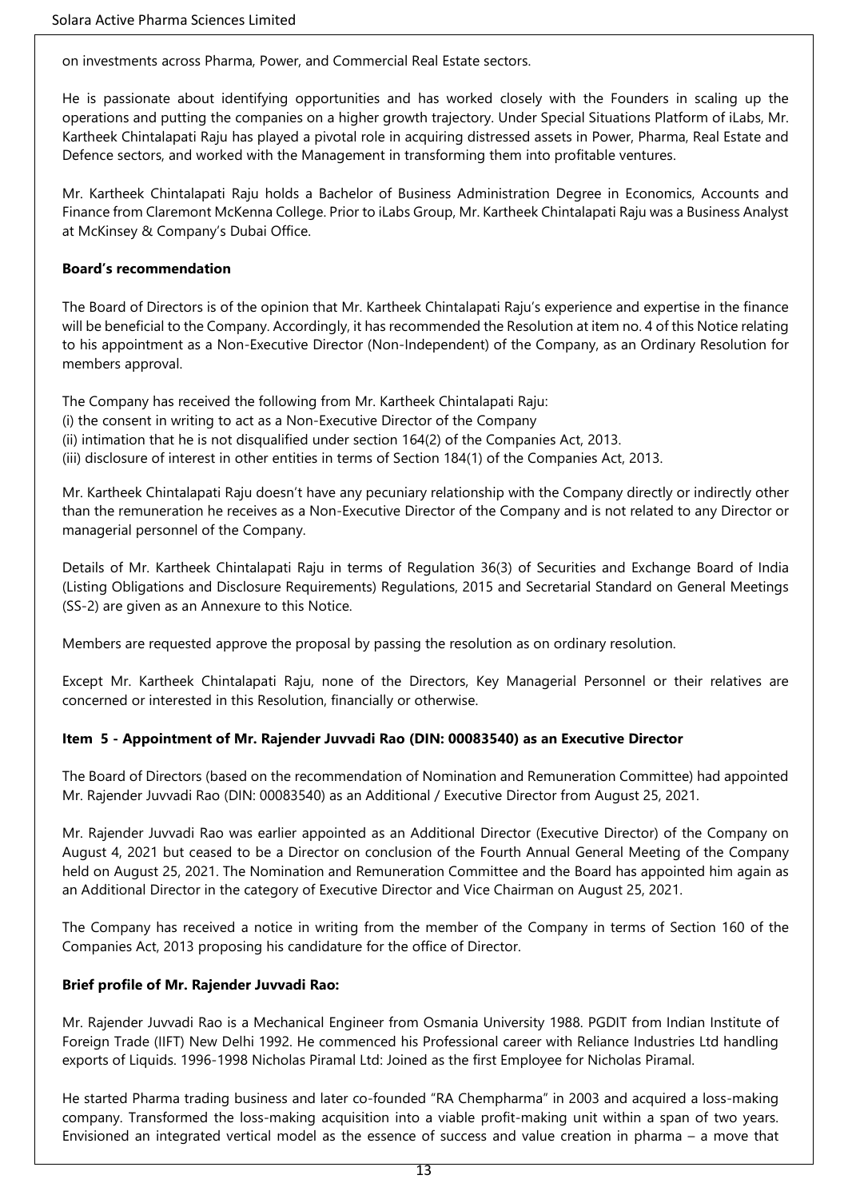on investments across Pharma, Power, and Commercial Real Estate sectors.

He is passionate about identifying opportunities and has worked closely with the Founders in scaling up the operations and putting the companies on a higher growth trajectory. Under Special Situations Platform of iLabs, Mr. Kartheek Chintalapati Raju has played a pivotal role in acquiring distressed assets in Power, Pharma, Real Estate and Defence sectors, and worked with the Management in transforming them into profitable ventures.

Mr. Kartheek Chintalapati Raju holds a Bachelor of Business Administration Degree in Economics, Accounts and Finance from Claremont McKenna College. Prior to iLabs Group, Mr. Kartheek Chintalapati Raju was a Business Analyst at McKinsey & Company's Dubai Office.

**Board's recommendation**

The Board of Directors is of the opinion that Mr. Kartheek Chintalapati Raju's experience and expertise in the finance will be beneficial to the Company. Accordingly, it has recommended the Resolution at item no. 4 of this Notice relating to his appointment as a Non-Executive Director (Non-Independent) of the Company, as an Ordinary Resolution for members approval.

The Company has received the following from Mr. Kartheek Chintalapati Raju:
(i) the consent in writing to act as a Non-Executive Director of the Company
(ii) intimation that he is not disqualified under section 164(2) of the Companies Act, 2013.
(iii) disclosure of interest in other entities in terms of Section 184(1) of the Companies Act, 2013.

Mr. Kartheek Chintalapati Raju doesn't have any pecuniary relationship with the Company directly or indirectly other than the remuneration he receives as a Non-Executive Director of the Company and is not related to any Director or managerial personnel of the Company.

Details of Mr. Kartheek Chintalapati Raju in terms of Regulation 36(3) of Securities and Exchange Board of India (Listing Obligations and Disclosure Requirements) Regulations, 2015 and Secretarial Standard on General Meetings (SS-2) are given as an Annexure to this Notice.

Members are requested approve the proposal by passing the resolution as on ordinary resolution.

Except Mr. Kartheek Chintalapati Raju, none of the Directors, Key Managerial Personnel or their relatives are concerned or interested in this Resolution, financially or otherwise.

**Item 5 - Appointment of Mr. Rajender Juvvadi Rao (DIN: 00083540) as an Executive Director**

The Board of Directors (based on the recommendation of Nomination and Remuneration Committee) had appointed Mr. Rajender Juvvadi Rao (DIN: 00083540) as an Additional / Executive Director from August 25, 2021.

Mr. Rajender Juvvadi Rao was earlier appointed as an Additional Director (Executive Director) of the Company on August 4, 2021 but ceased to be a Director on conclusion of the Fourth Annual General Meeting of the Company held on August 25, 2021. The Nomination and Remuneration Committee and the Board has appointed him again as an Additional Director in the category of Executive Director and Vice Chairman on August 25, 2021.

The Company has received a notice in writing from the member of the Company in terms of Section 160 of the Companies Act, 2013 proposing his candidature for the office of Director.

**Brief profile of Mr. Rajender Juvvadi Rao:**

Mr. Rajender Juvvadi Rao is a Mechanical Engineer from Osmania University 1988. PGDIT from Indian Institute of Foreign Trade (IIFT) New Delhi 1992. He commenced his Professional career with Reliance Industries Ltd handling exports of Liquids. 1996-1998 Nicholas Piramal Ltd: Joined as the first Employee for Nicholas Piramal.

He started Pharma trading business and later co-founded "RA Chempharma" in 2003 and acquired a loss-making company. Transformed the loss-making acquisition into a viable profit-making unit within a span of two years. Envisioned an integrated vertical model as the essence of success and value creation in pharma – a move that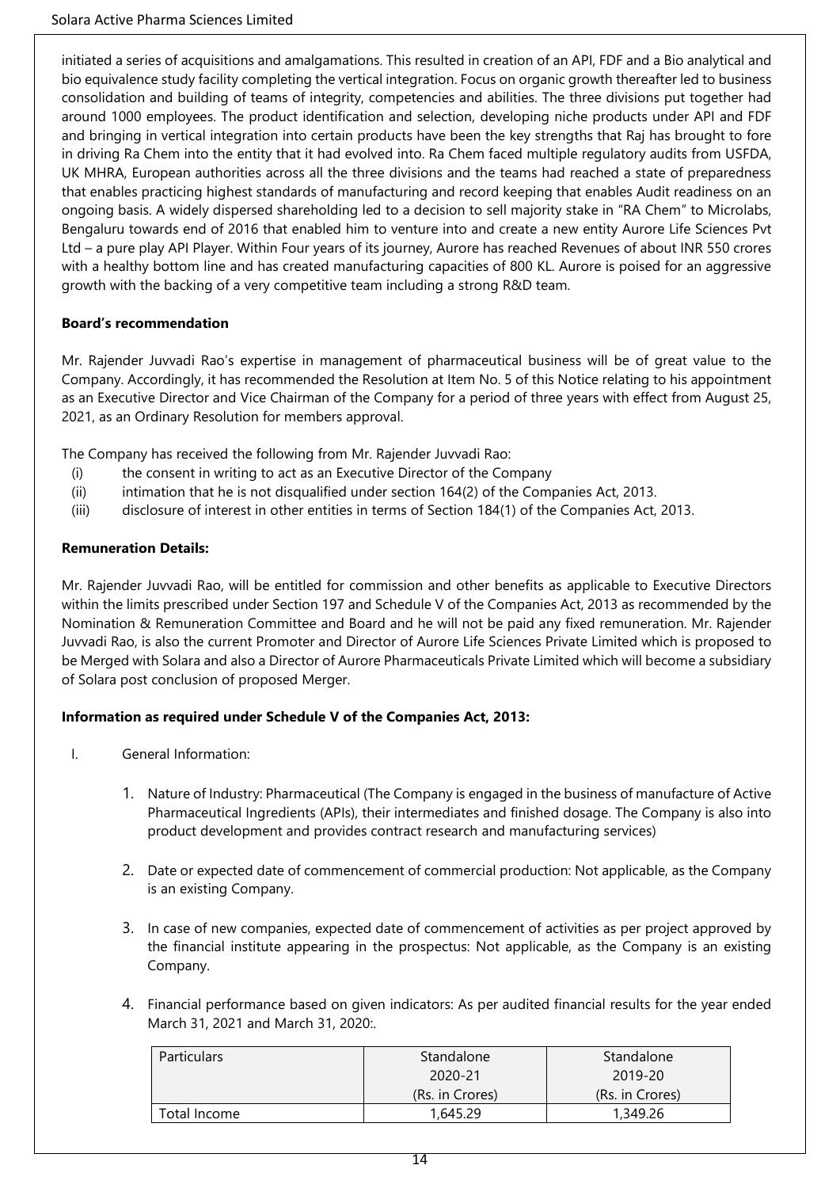initiated a series of acquisitions and amalgamations. This resulted in creation of an API, FDF and a Bio analytical and bio equivalence study facility completing the vertical integration. Focus on organic growth thereafter led to business consolidation and building of teams of integrity, competencies and abilities. The three divisions put together had around 1000 employees. The product identification and selection, developing niche products under API and FDF and bringing in vertical integration into certain products have been the key strengths that Raj has brought to fore in driving Ra Chem into the entity that it had evolved into. Ra Chem faced multiple regulatory audits from USFDA, UK MHRA, European authorities across all the three divisions and the teams had reached a state of preparedness that enables practicing highest standards of manufacturing and record keeping that enables Audit readiness on an ongoing basis. A widely dispersed shareholding led to a decision to sell majority stake in "RA Chem" to Microlabs, Bengaluru towards end of 2016 that enabled him to venture into and create a new entity Aurore Life Sciences Pvt Ltd – a pure play API Player. Within Four years of its journey, Aurore has reached Revenues of about INR 550 crores with a healthy bottom line and has created manufacturing capacities of 800 KL. Aurore is poised for an aggressive growth with the backing of a very competitive team including a strong R&D team.

**Board's recommendation**

Mr. Rajender Juvvadi Rao's expertise in management of pharmaceutical business will be of great value to the Company. Accordingly, it has recommended the Resolution at Item No. 5 of this Notice relating to his appointment as an Executive Director and Vice Chairman of the Company for a period of three years with effect from August 25, 2021, as an Ordinary Resolution for members approval.

The Company has received the following from Mr. Rajender Juvvadi Rao:

(i) the consent in writing to act as an Executive Director of the Company
(ii) intimation that he is not disqualified under section 164(2) of the Companies Act, 2013.
(iii) disclosure of interest in other entities in terms of Section 184(1) of the Companies Act, 2013.

**Remuneration Details:**

Mr. Rajender Juvvadi Rao, will be entitled for commission and other benefits as applicable to Executive Directors within the limits prescribed under Section 197 and Schedule V of the Companies Act, 2013 as recommended by the Nomination & Remuneration Committee and Board and he will not be paid any fixed remuneration. Mr. Rajender Juvvadi Rao, is also the current Promoter and Director of Aurore Life Sciences Private Limited which is proposed to be Merged with Solara and also a Director of Aurore Pharmaceuticals Private Limited which will become a subsidiary of Solara post conclusion of proposed Merger.

**Information as required under Schedule V of the Companies Act, 2013:**

I. General Information:

1. Nature of Industry: Pharmaceutical (The Company is engaged in the business of manufacture of Active Pharmaceutical Ingredients (APIs), their intermediates and finished dosage. The Company is also into product development and provides contract research and manufacturing services)

2. Date or expected date of commencement of commercial production: Not applicable, as the Company is an existing Company.

3. In case of new companies, expected date of commencement of activities as per project approved by the financial institute appearing in the prospectus: Not applicable, as the Company is an existing Company.

4. Financial performance based on given indicators: As per audited financial results for the year ended March 31, 2021 and March 31, 2020:.

| Particulars | Standalone 2020-21 (Rs. in Crores) | Standalone 2019-20 (Rs. in Crores) |
|---|---|---|
| Total Income | 1,645.29 | 1,349.26 |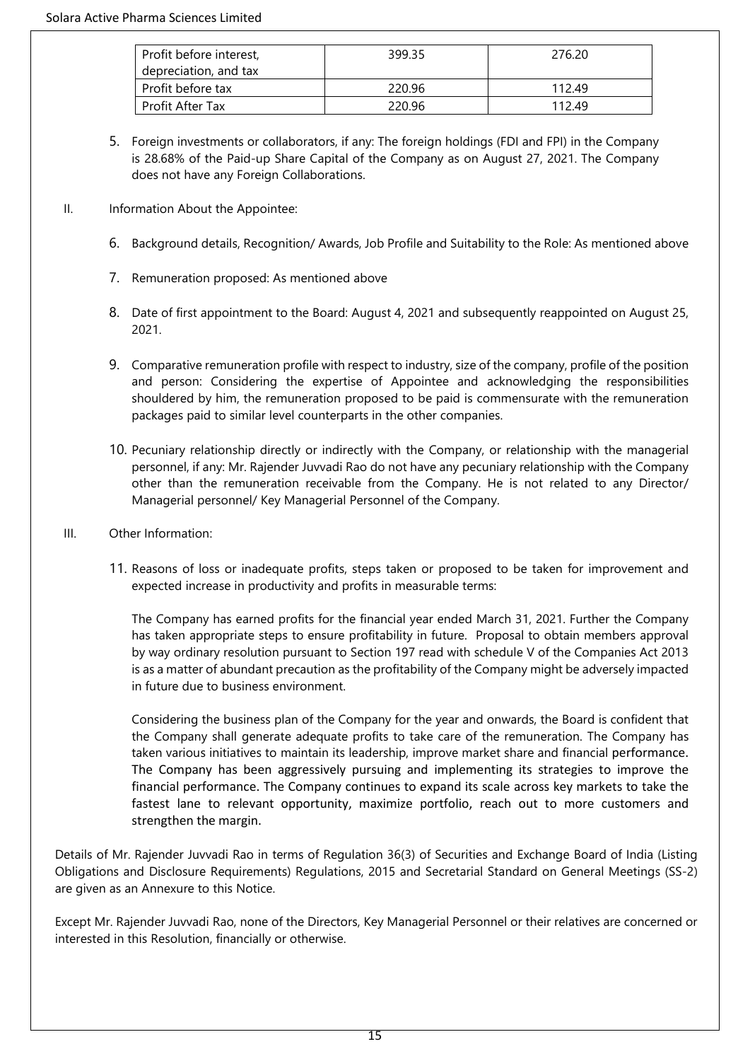| | | |
|---|---|---|
| Profit before interest, depreciation, and tax | 399.35 | 276.20 |
| Profit before tax | 220.96 | 112.49 |
| Profit After Tax | 220.96 | 112.49 |

5. Foreign investments or collaborators, if any: The foreign holdings (FDI and FPI) in the Company is 28.68% of the Paid-up Share Capital of the Company as on August 27, 2021. The Company does not have any Foreign Collaborations.

II. Information About the Appointee:

6. Background details, Recognition/ Awards, Job Profile and Suitability to the Role: As mentioned above

7. Remuneration proposed: As mentioned above

8. Date of first appointment to the Board: August 4, 2021 and subsequently reappointed on August 25, 2021.

9. Comparative remuneration profile with respect to industry, size of the company, profile of the position and person: Considering the expertise of Appointee and acknowledging the responsibilities shouldered by him, the remuneration proposed to be paid is commensurate with the remuneration packages paid to similar level counterparts in the other companies.

10. Pecuniary relationship directly or indirectly with the Company, or relationship with the managerial personnel, if any: Mr. Rajender Juvvadi Rao do not have any pecuniary relationship with the Company other than the remuneration receivable from the Company. He is not related to any Director/ Managerial personnel/ Key Managerial Personnel of the Company.

III. Other Information:

11. Reasons of loss or inadequate profits, steps taken or proposed to be taken for improvement and expected increase in productivity and profits in measurable terms:

    The Company has earned profits for the financial year ended March 31, 2021. Further the Company has taken appropriate steps to ensure profitability in future. Proposal to obtain members approval by way ordinary resolution pursuant to Section 197 read with schedule V of the Companies Act 2013 is as a matter of abundant precaution as the profitability of the Company might be adversely impacted in future due to business environment.

    Considering the business plan of the Company for the year and onwards, the Board is confident that the Company shall generate adequate profits to take care of the remuneration. The Company has taken various initiatives to maintain its leadership, improve market share and financial performance. The Company has been aggressively pursuing and implementing its strategies to improve the financial performance. The Company continues to expand its scale across key markets to take the fastest lane to relevant opportunity, maximize portfolio, reach out to more customers and strengthen the margin.

Details of Mr. Rajender Juvvadi Rao in terms of Regulation 36(3) of Securities and Exchange Board of India (Listing Obligations and Disclosure Requirements) Regulations, 2015 and Secretarial Standard on General Meetings (SS-2) are given as an Annexure to this Notice.

Except Mr. Rajender Juvvadi Rao, none of the Directors, Key Managerial Personnel or their relatives are concerned or interested in this Resolution, financially or otherwise.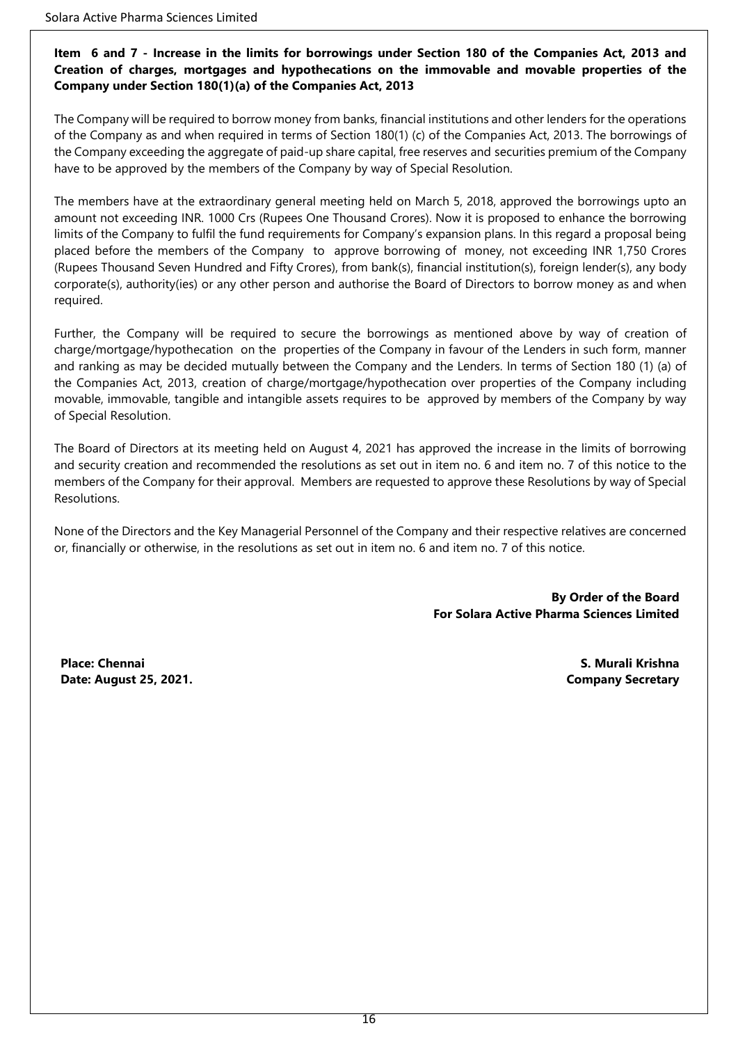**Item 6 and 7 - Increase in the limits for borrowings under Section 180 of the Companies Act, 2013 and Creation of charges, mortgages and hypothecations on the immovable and movable properties of the Company under Section 180(1)(a) of the Companies Act, 2013**

The Company will be required to borrow money from banks, financial institutions and other lenders for the operations of the Company as and when required in terms of Section 180(1) (c) of the Companies Act, 2013. The borrowings of the Company exceeding the aggregate of paid-up share capital, free reserves and securities premium of the Company have to be approved by the members of the Company by way of Special Resolution.

The members have at the extraordinary general meeting held on March 5, 2018, approved the borrowings upto an amount not exceeding INR. 1000 Crs (Rupees One Thousand Crores). Now it is proposed to enhance the borrowing limits of the Company to fulfil the fund requirements for Company's expansion plans. In this regard a proposal being placed before the members of the Company to approve borrowing of money, not exceeding INR 1,750 Crores (Rupees Thousand Seven Hundred and Fifty Crores), from bank(s), financial institution(s), foreign lender(s), any body corporate(s), authority(ies) or any other person and authorise the Board of Directors to borrow money as and when required.

Further, the Company will be required to secure the borrowings as mentioned above by way of creation of charge/mortgage/hypothecation on the properties of the Company in favour of the Lenders in such form, manner and ranking as may be decided mutually between the Company and the Lenders. In terms of Section 180 (1) (a) of the Companies Act, 2013, creation of charge/mortgage/hypothecation over properties of the Company including movable, immovable, tangible and intangible assets requires to be approved by members of the Company by way of Special Resolution.

The Board of Directors at its meeting held on August 4, 2021 has approved the increase in the limits of borrowing and security creation and recommended the resolutions as set out in item no. 6 and item no. 7 of this notice to the members of the Company for their approval. Members are requested to approve these Resolutions by way of Special Resolutions.

None of the Directors and the Key Managerial Personnel of the Company and their respective relatives are concerned or, financially or otherwise, in the resolutions as set out in item no. 6 and item no. 7 of this notice.

**By Order of the Board**
**For Solara Active Pharma Sciences Limited**

**Place: Chennai**
**Date: August 25, 2021.**

**S. Murali Krishna**
**Company Secretary**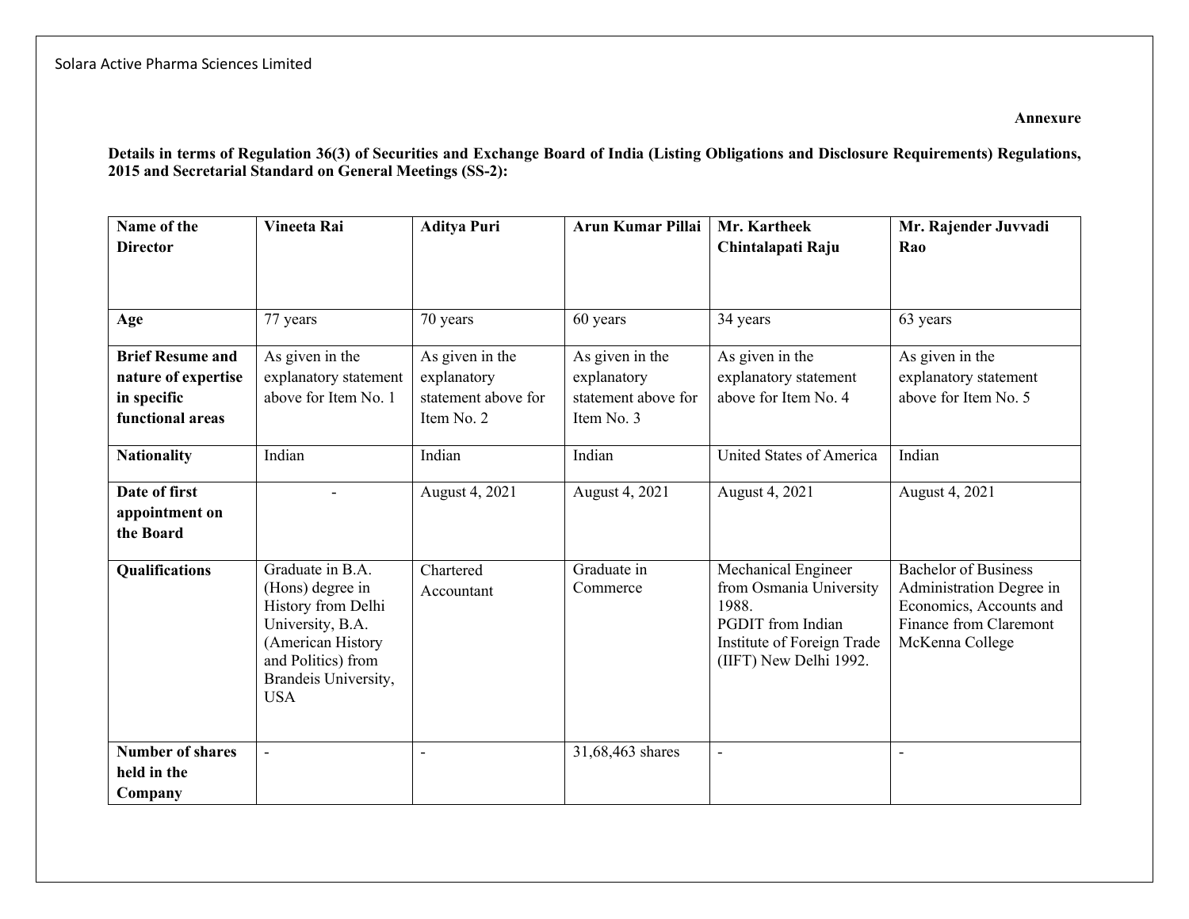**Annexure**

**Details in terms of Regulation 36(3) of Securities and Exchange Board of India (Listing Obligations and Disclosure Requirements) Regulations, 2015 and Secretarial Standard on General Meetings (SS-2):**

| **Name of the Director** | **Vineeta Rai** | **Aditya Puri** | **Arun Kumar Pillai** | **Mr. Kartheek Chintalapati Raju** | **Mr. Rajender Juvvadi Rao** |
|---|---|---|---|---|---|
| **Age** | 77 years | 70 years | 60 years | 34 years | 63 years |
| **Brief Resume and nature of expertise in specific functional areas** | As given in the explanatory statement above for Item No. 1 | As given in the explanatory statement above for Item No. 2 | As given in the explanatory statement above for Item No. 3 | As given in the explanatory statement above for Item No. 4 | As given in the explanatory statement above for Item No. 5 |
| **Nationality** | Indian | Indian | Indian | United States of America | Indian |
| **Date of first appointment on the Board** | - | August 4, 2021 | August 4, 2021 | August 4, 2021 | August 4, 2021 |
| **Qualifications** | Graduate in B.A. (Hons) degree in History from Delhi University, B.A. (American History and Politics) from Brandeis University, USA | Chartered Accountant | Graduate in Commerce | Mechanical Engineer from Osmania University 1988. PGDIT from Indian Institute of Foreign Trade (IIFT) New Delhi 1992. | Bachelor of Business Administration Degree in Economics, Accounts and Finance from Claremont McKenna College |
| **Number of shares held in the Company** | - | - | 31,68,463 shares | - | - |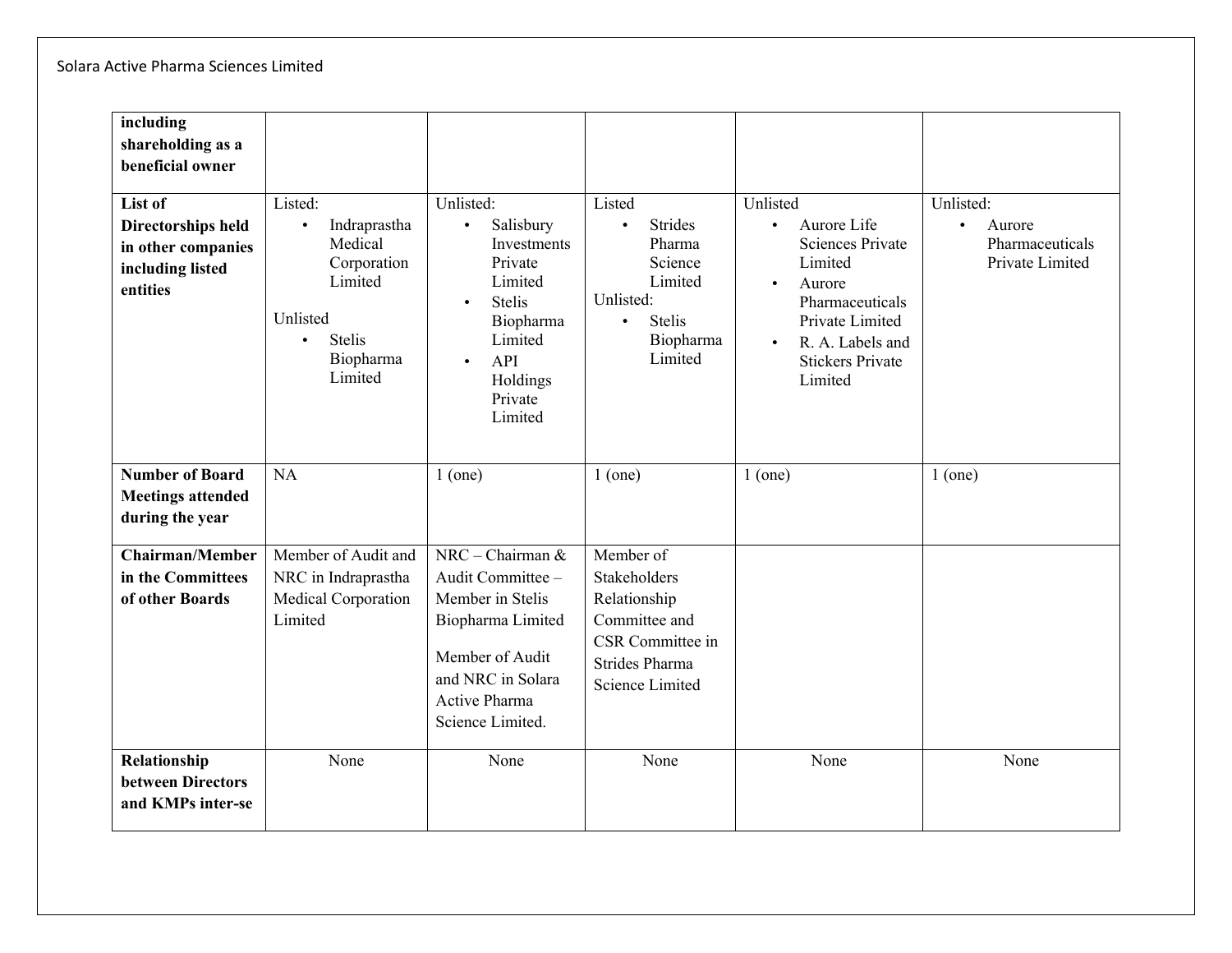| | | | | | |
|---|---|---|---|---|---|
| **including shareholding as a beneficial owner** | | | | | |
| **List of Directorships held in other companies including listed entities** | Listed:<br>• Indraprastha Medical Corporation Limited<br><br>Unlisted<br>• Stelis Biopharma Limited | Unlisted:<br>• Salisbury Investments Private Limited<br>• Stelis Biopharma Limited<br>• API Holdings Private Limited | Listed<br>• Strides Pharma Science Limited<br>Unlisted:<br>• Stelis Biopharma Limited | Unlisted<br>• Aurore Life Sciences Private Limited<br>• Aurore Pharmaceuticals Private Limited<br>• R. A. Labels and Stickers Private Limited | Unlisted:<br>• Aurore Pharmaceuticals Private Limited |
| **Number of Board Meetings attended during the year** | NA | 1 (one) | 1 (one) | 1 (one) | 1 (one) |
| **Chairman/Member in the Committees of other Boards** | Member of Audit and NRC in Indraprastha Medical Corporation Limited | NRC – Chairman & Audit Committee – Member in Stelis Biopharma Limited<br><br>Member of Audit and NRC in Solara Active Pharma Science Limited. | Member of Stakeholders Relationship Committee and CSR Committee in Strides Pharma Science Limited | | |
| **Relationship between Directors and KMPs inter-se** | None | None | None | None | None |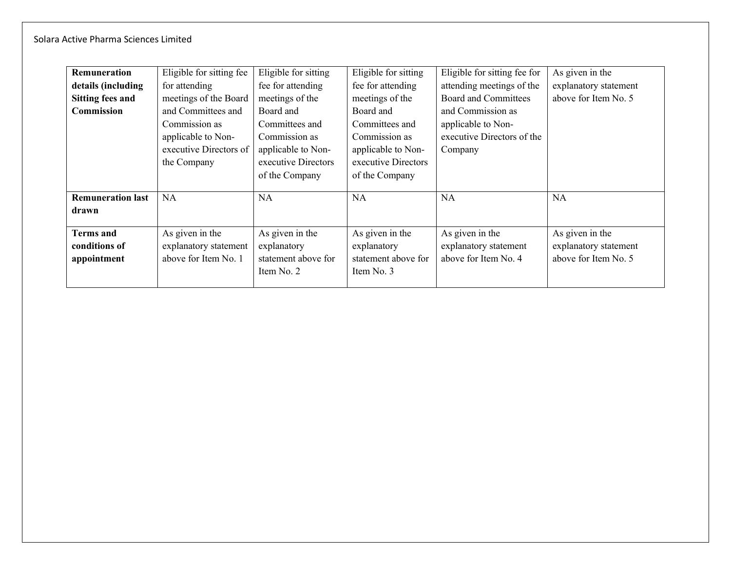| | | | | | |
|---|---|---|---|---|---|
| **Remuneration details (including Sitting fees and Commission** | Eligible for sitting fee for attending meetings of the Board and Committees and Commission as applicable to Non-executive Directors of the Company | Eligible for sitting fee for attending meetings of the Board and Committees and Commission as applicable to Non-executive Directors of the Company | Eligible for sitting fee for attending meetings of the Board and Committees and Commission as applicable to Non-executive Directors of the Company | Eligible for sitting fee for attending meetings of the Board and Committees and Commission as applicable to Non-executive Directors of the Company | As given in the explanatory statement above for Item No. 5 |
| **Remuneration last drawn** | NA | NA | NA | NA | NA |
| **Terms and conditions of appointment** | As given in the explanatory statement above for Item No. 1 | As given in the explanatory statement above for Item No. 2 | As given in the explanatory statement above for Item No. 3 | As given in the explanatory statement above for Item No. 4 | As given in the explanatory statement above for Item No. 5 |